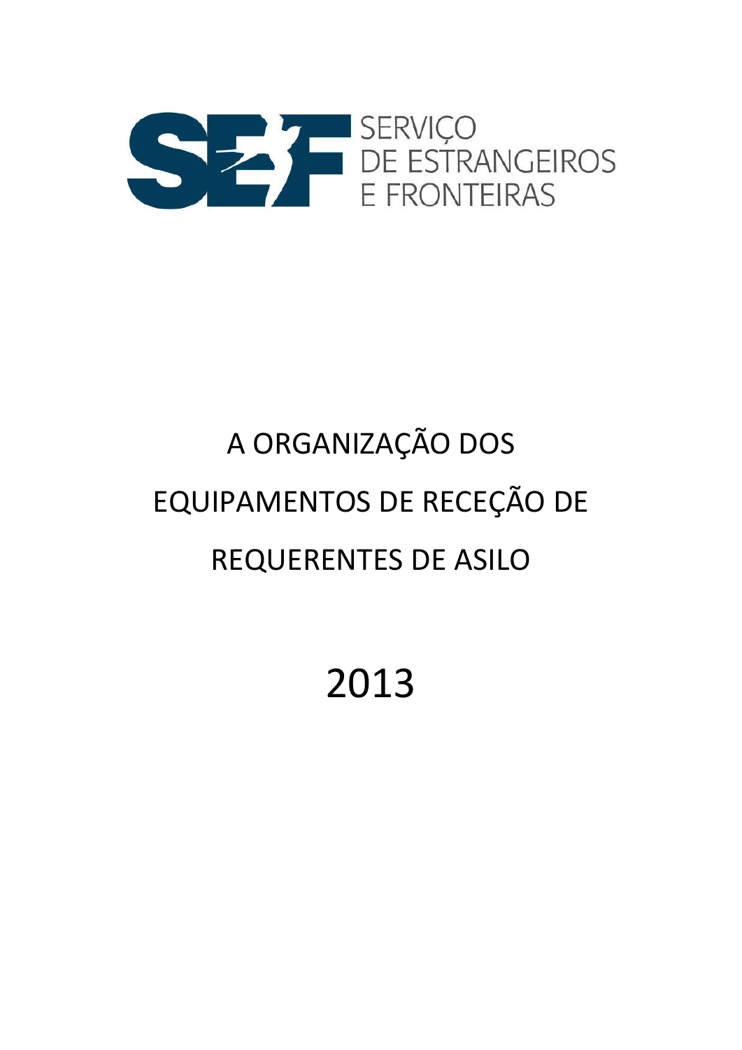SERVIÇO DE ESTRANGEIROS E FRONTEIRAS

# A ORGANIZAÇÃO DOS EQUIPAMENTOS DE RECEÇÃO DE REQUERENTES DE ASILO

# 2013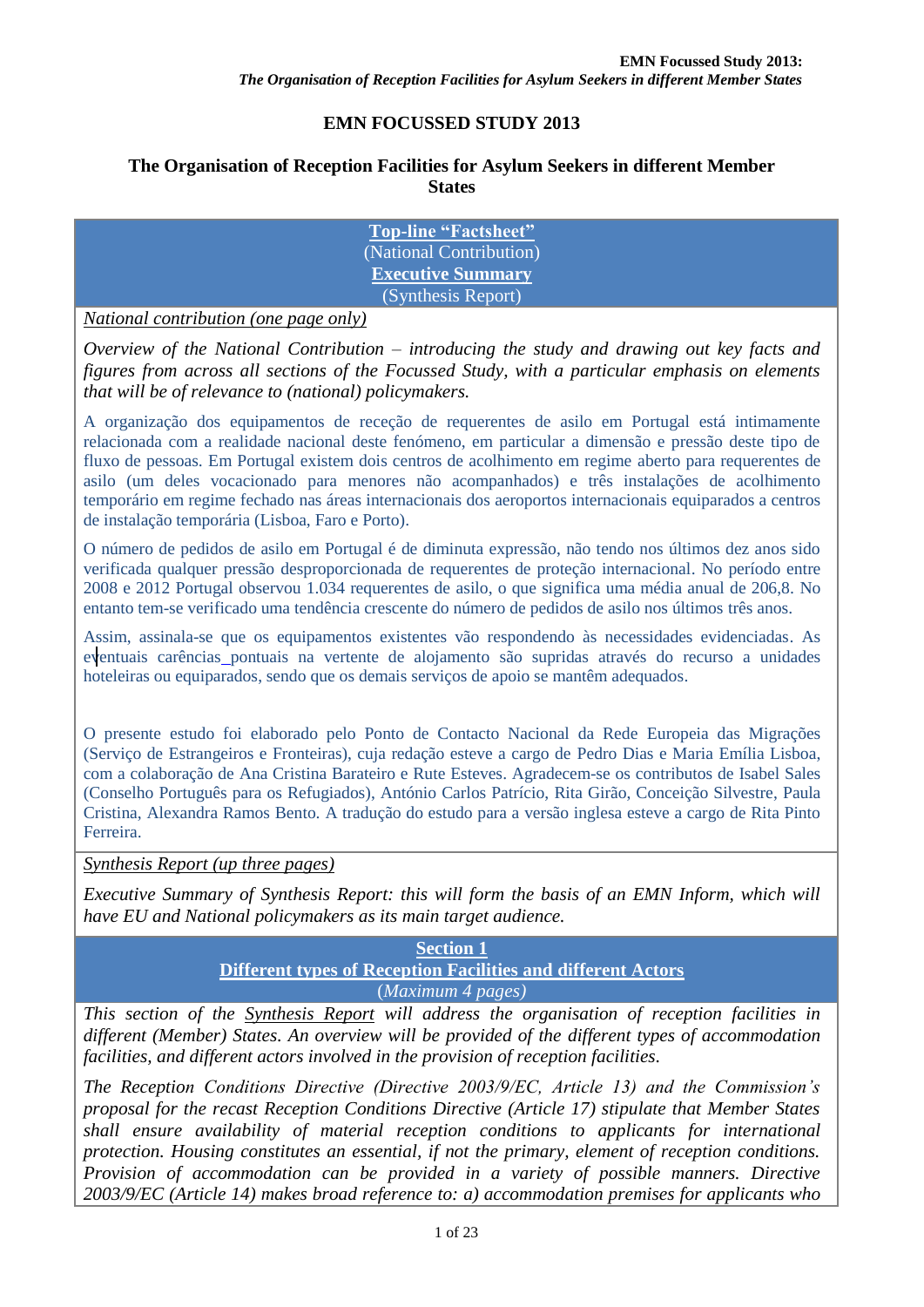# EMN FOCUSSED STUDY 2013

## The Organisation of Reception Facilities for Asylum Seekers in different Member States

**Top-line "Factsheet"**
(National Contribution)
**Executive Summary**
(Synthesis Report)

*National contribution (one page only)*

*Overview of the National Contribution – introducing the study and drawing out key facts and figures from across all sections of the Focussed Study, with a particular emphasis on elements that will be of relevance to (national) policymakers.*

A organização dos equipamentos de receção de requerentes de asilo em Portugal está intimamente relacionada com a realidade nacional deste fenómeno, em particular a dimensão e pressão deste tipo de fluxo de pessoas. Em Portugal existem dois centros de acolhimento em regime aberto para requerentes de asilo (um deles vocacionado para menores não acompanhados) e três instalações de acolhimento temporário em regime fechado nas áreas internacionais dos aeroportos internacionais equiparados a centros de instalação temporária (Lisboa, Faro e Porto).

O número de pedidos de asilo em Portugal é de diminuta expressão, não tendo nos últimos dez anos sido verificada qualquer pressão desproporcionada de requerentes de proteção internacional. No período entre 2008 e 2012 Portugal observou 1.034 requerentes de asilo, o que significa uma média anual de 206,8. No entanto tem-se verificado uma tendência crescente do número de pedidos de asilo nos últimos três anos.

Assim, assinala-se que os equipamentos existentes vão respondendo às necessidades evidenciadas. As eventuais carências pontuais na vertente de alojamento são supridas através do recurso a unidades hoteleiras ou equiparados, sendo que os demais serviços de apoio se mantêm adequados.

O presente estudo foi elaborado pelo Ponto de Contacto Nacional da Rede Europeia das Migrações (Serviço de Estrangeiros e Fronteiras), cuja redação esteve a cargo de Pedro Dias e Maria Emília Lisboa, com a colaboração de Ana Cristina Barateiro e Rute Esteves. Agradecem-se os contributos de Isabel Sales (Conselho Português para os Refugiados), António Carlos Patrício, Rita Girão, Conceição Silvestre, Paula Cristina, Alexandra Ramos Bento. A tradução do estudo para a versão inglesa esteve a cargo de Rita Pinto Ferreira.

*Synthesis Report (up three pages)*

*Executive Summary of Synthesis Report: this will form the basis of an EMN Inform, which will have EU and National policymakers as its main target audience.*

## Section 1
### Different types of Reception Facilities and different Actors
*(Maximum 4 pages)*

*This section of the Synthesis Report will address the organisation of reception facilities in different (Member) States. An overview will be provided of the different types of accommodation facilities, and different actors involved in the provision of reception facilities.*

*The Reception Conditions Directive (Directive 2003/9/EC, Article 13) and the Commission's proposal for the recast Reception Conditions Directive (Article 17) stipulate that Member States shall ensure availability of material reception conditions to applicants for international protection. Housing constitutes an essential, if not the primary, element of reception conditions. Provision of accommodation can be provided in a variety of possible manners. Directive 2003/9/EC (Article 14) makes broad reference to: a) accommodation premises for applicants who*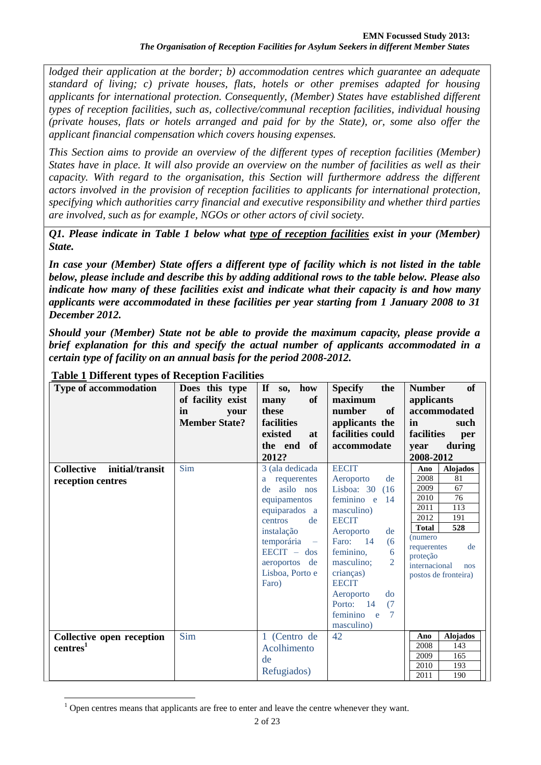*lodged their application at the border; b) accommodation centres which guarantee an adequate standard of living; c) private houses, flats, hotels or other premises adapted for housing applicants for international protection. Consequently, (Member) States have established different types of reception facilities, such as, collective/communal reception facilities, individual housing (private houses, flats or hotels arranged and paid for by the State), or, some also offer the applicant financial compensation which covers housing expenses.*

*This Section aims to provide an overview of the different types of reception facilities (Member) States have in place. It will also provide an overview on the number of facilities as well as their capacity. With regard to the organisation, this Section will furthermore address the different actors involved in the provision of reception facilities to applicants for international protection, specifying which authorities carry financial and executive responsibility and whether third parties are involved, such as for example, NGOs or other actors of civil society.*

***Q1. Please indicate in Table 1 below what type of reception facilities exist in your (Member) State.***

***In case your (Member) State offers a different type of facility which is not listed in the table below, please include and describe this by adding additional rows to the table below. Please also indicate how many of these facilities exist and indicate what their capacity is and how many applicants were accommodated in these facilities per year starting from 1 January 2008 to 31 December 2012.***

***Should your (Member) State not be able to provide the maximum capacity, please provide a brief explanation for this and specify the actual number of applicants accommodated in a certain type of facility on an annual basis for the period 2008-2012.***

**Table 1 Different types of Reception Facilities**

| Type of accommodation | Does this type of facility exist in your Member State? | If so, how many of these facilities existed at the end of 2012? | Specify the maximum number of applicants the facilities could accommodate | Number of applicants accommodated in such facilities per year during 2008-2012 |
|---|---|---|---|---|
| **Collective initial/transit reception centres** | Sim | 3 (ala dedicada a requerentes de asilo nos equipamentos equiparados a centros de instalação temporária – EECIT – dos aeroportos de Lisboa, Porto e Faro) | EECIT Aeroporto de Lisboa: 30 (16 feminino e 14 masculino) EECIT Aeroporto de Faro: 14 (6 feminino, 6 masculino; 2 crianças) EECIT Aeroporto do Porto: 14 (7 feminino e 7 masculino) | Ano / Alojados: 2008 – 81; 2009 – 67; 2010 – 76; 2011 – 113; 2012 – 191; **Total** – **528** (numero requerentes de proteção internacional nos postos de fronteira) |
| **Collective open reception centres**[1] | Sim | 1 (Centro de Acolhimento de Refugiados) | 42 | Ano / Alojados: 2008 – 143; 2009 – 165; 2010 – 193; 2011 – 190 |

[1] Open centres means that applicants are free to enter and leave the centre whenever they want.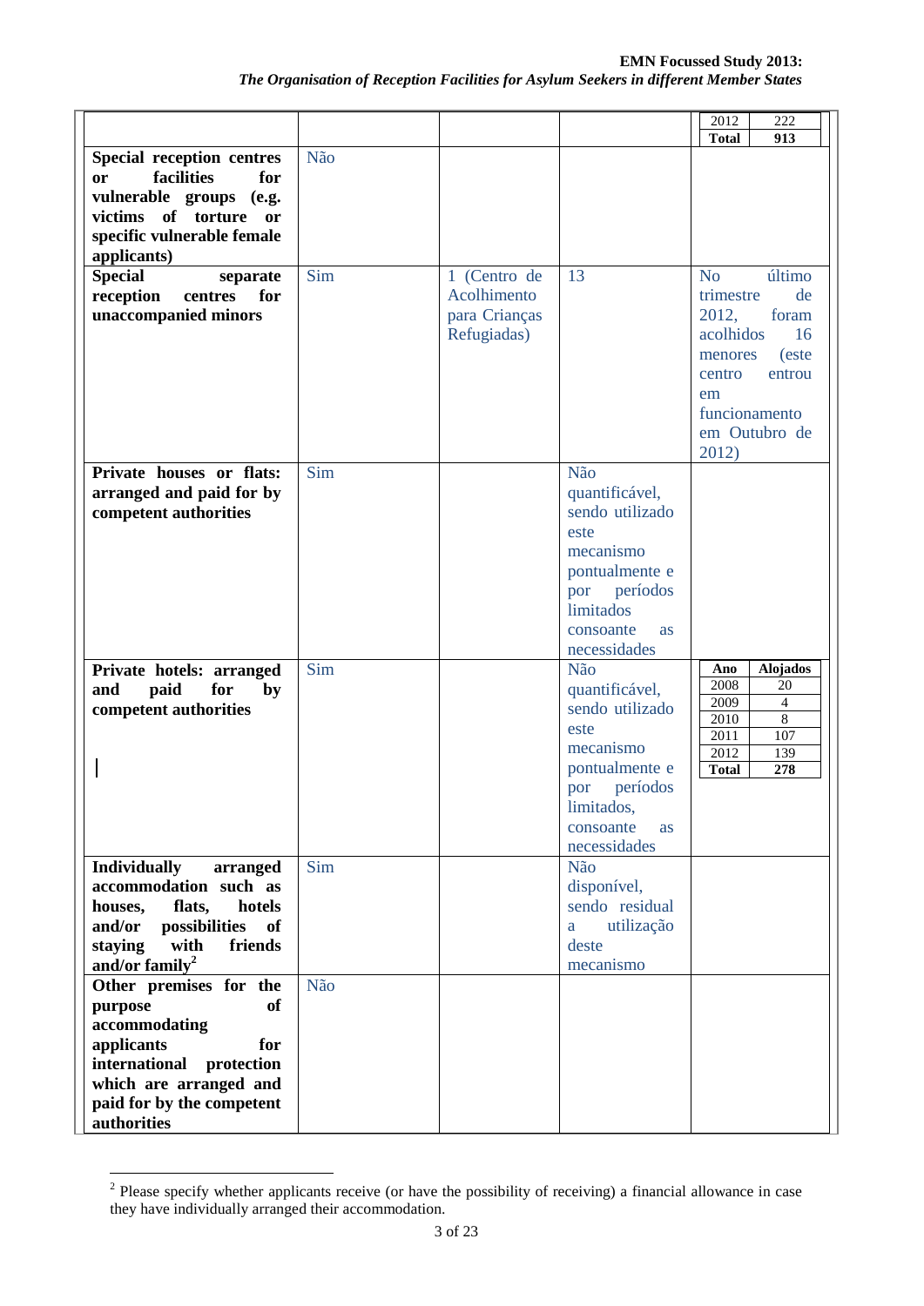| | | | | | | |
|---|---|---|---|---|---|---|
| | | | | 2012 | 222 |
| | | | | **Total** | **913** |
| **Special reception centres or facilities for vulnerable groups (e.g. victims of torture or specific vulnerable female applicants)** | Não | | | | |
| **Special separate reception centres for unaccompanied minors** | Sim | 1 (Centro de Acolhimento para Crianças Refugiadas) | 13 | No último trimestre de 2012, foram acolhidos 16 menores (este centro entrou em funcionamento em Outubro de 2012) | |
| **Private houses or flats: arranged and paid for by competent authorities** | Sim | | Não quantificável, sendo utilizado este mecanismo pontualmente e por períodos limitados consoante as necessidades | | |
| **Private hotels: arranged and paid for by competent authorities** | Sim | | Não quantificável, sendo utilizado este mecanismo pontualmente e por períodos limitados, consoante as necessidades | **Ano** | **Alojados** |
| | | | | 2008 | 20 |
| | | | | 2009 | 4 |
| | | | | 2010 | 8 |
| | | | | 2011 | 107 |
| | | | | 2012 | 139 |
| | | | | **Total** | **278** |
| **Individually arranged accommodation such as houses, flats, hotels and/or possibilities of staying with friends and/or family**[2] | Sim | | Não disponível, sendo residual a utilização deste mecanismo | | |
| **Other premises for the purpose of accommodating applicants for international protection which are arranged and paid for by the competent authorities** | Não | | | | |

[2] Please specify whether applicants receive (or have the possibility of receiving) a financial allowance in case they have individually arranged their accommodation.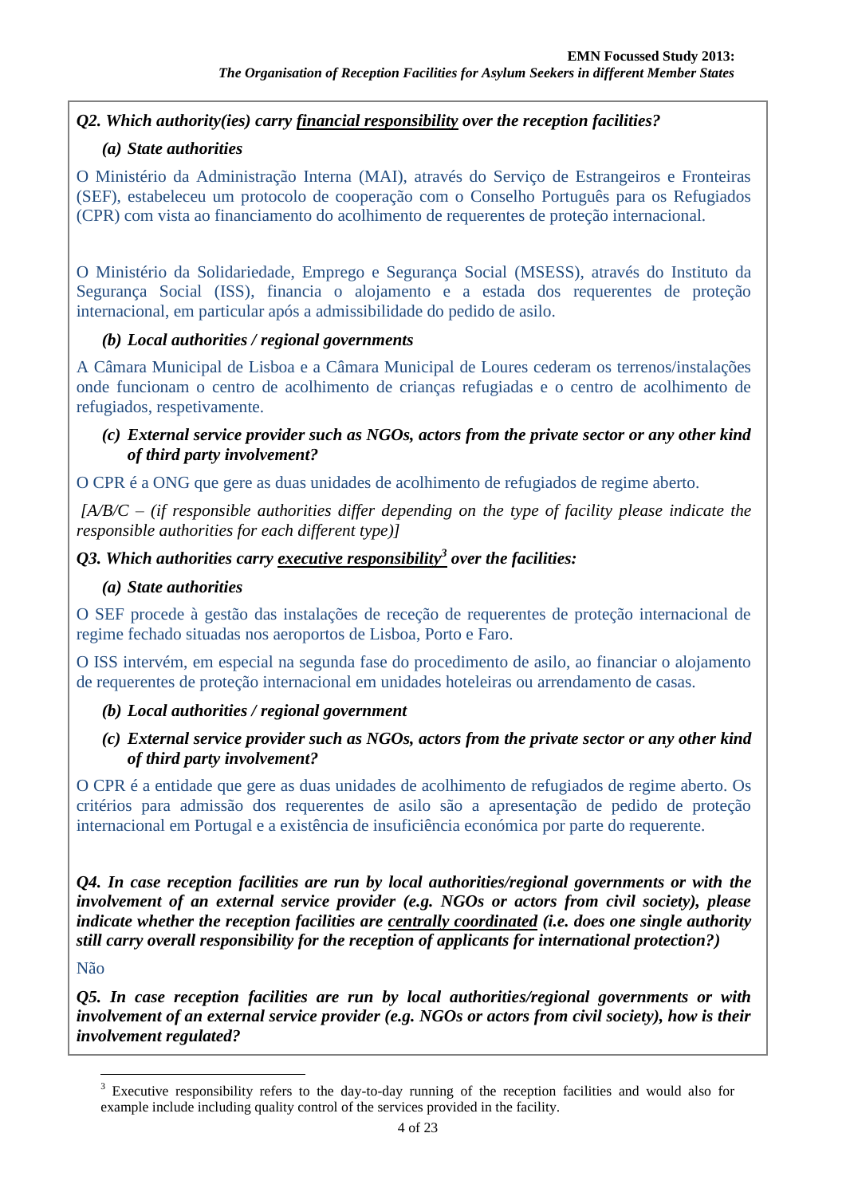***Q2. Which authority(ies) carry financial responsibility over the reception facilities?***

***(a) State authorities***

O Ministério da Administração Interna (MAI), através do Serviço de Estrangeiros e Fronteiras (SEF), estabeleceu um protocolo de cooperação com o Conselho Português para os Refugiados (CPR) com vista ao financiamento do acolhimento de requerentes de proteção internacional.

O Ministério da Solidariedade, Emprego e Segurança Social (MSESS), através do Instituto da Segurança Social (ISS), financia o alojamento e a estada dos requerentes de proteção internacional, em particular após a admissibilidade do pedido de asilo.

***(b) Local authorities / regional governments***

A Câmara Municipal de Lisboa e a Câmara Municipal de Loures cederam os terrenos/instalações onde funcionam o centro de acolhimento de crianças refugiadas e o centro de acolhimento de refugiados, respetivamente.

***(c) External service provider such as NGOs, actors from the private sector or any other kind of third party involvement?***

O CPR é a ONG que gere as duas unidades de acolhimento de refugiados de regime aberto.

*[A/B/C – (if responsible authorities differ depending on the type of facility please indicate the responsible authorities for each different type)]*

***Q3. Which authorities carry executive responsibility[3] over the facilities:***

***(a) State authorities***

O SEF procede à gestão das instalações de receção de requerentes de proteção internacional de regime fechado situadas nos aeroportos de Lisboa, Porto e Faro.

O ISS intervém, em especial na segunda fase do procedimento de asilo, ao financiar o alojamento de requerentes de proteção internacional em unidades hoteleiras ou arrendamento de casas.

***(b) Local authorities / regional government***

***(c) External service provider such as NGOs, actors from the private sector or any other kind of third party involvement?***

O CPR é a entidade que gere as duas unidades de acolhimento de refugiados de regime aberto. Os critérios para admissão dos requerentes de asilo são a apresentação de pedido de proteção internacional em Portugal e a existência de insuficiência económica por parte do requerente.

***Q4. In case reception facilities are run by local authorities/regional governments or with the involvement of an external service provider (e.g. NGOs or actors from civil society), please indicate whether the reception facilities are centrally coordinated (i.e. does one single authority still carry overall responsibility for the reception of applicants for international protection?)***

Não

***Q5. In case reception facilities are run by local authorities/regional governments or with involvement of an external service provider (e.g. NGOs or actors from civil society), how is their involvement regulated?***

[3] Executive responsibility refers to the day-to-day running of the reception facilities and would also for example include including quality control of the services provided in the facility.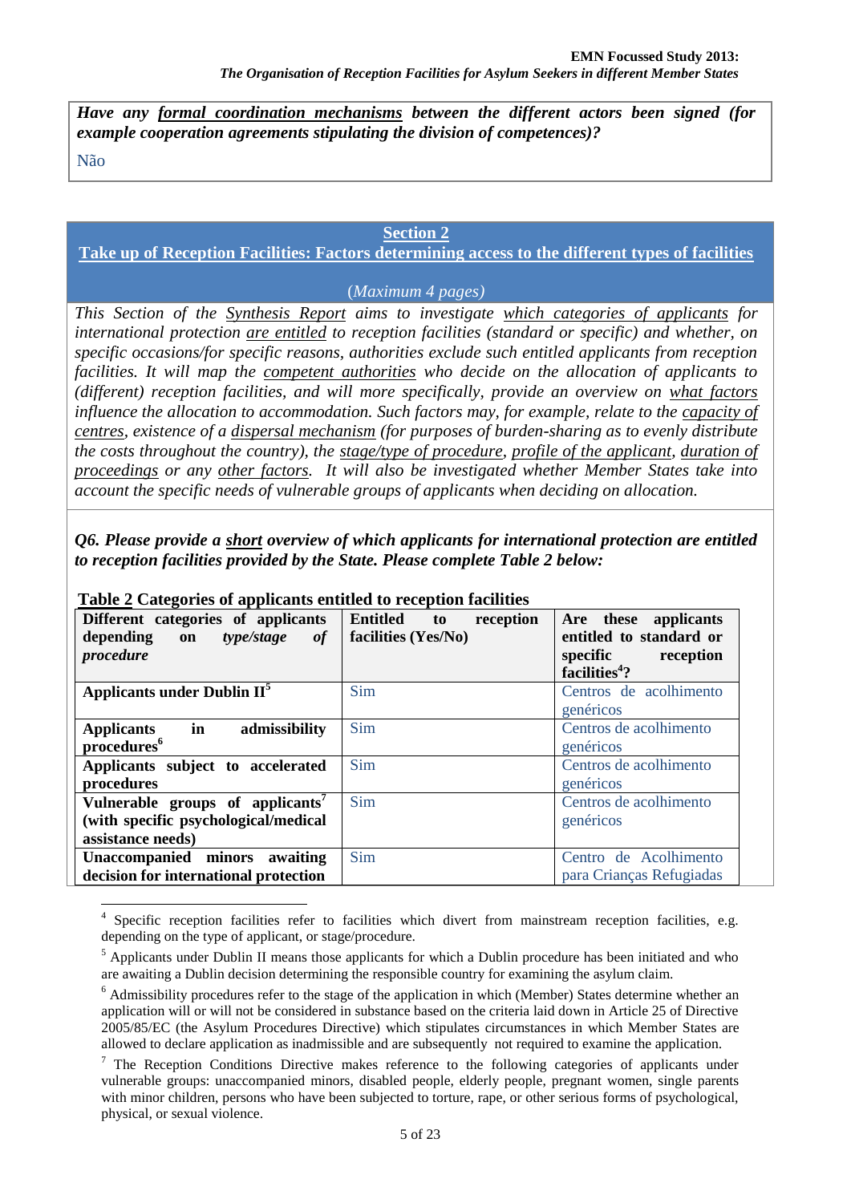***Have any formal coordination mechanisms between the different actors been signed (for example cooperation agreements stipulating the division of competences)?***

Não

## Section 2
## Take up of Reception Facilities: Factors determining access to the different types of facilities

(*Maximum 4 pages*)

*This Section of the Synthesis Report aims to investigate which categories of applicants for international protection are entitled to reception facilities (standard or specific) and whether, on specific occasions/for specific reasons, authorities exclude such entitled applicants from reception facilities. It will map the competent authorities who decide on the allocation of applicants to (different) reception facilities, and will more specifically, provide an overview on what factors influence the allocation to accommodation. Such factors may, for example, relate to the capacity of centres, existence of a dispersal mechanism (for purposes of burden-sharing as to evenly distribute the costs throughout the country), the stage/type of procedure, profile of the applicant, duration of proceedings or any other factors. It will also be investigated whether Member States take into account the specific needs of vulnerable groups of applicants when deciding on allocation.*

***Q6. Please provide a short overview of which applicants for international protection are entitled to reception facilities provided by the State. Please complete Table 2 below:***

**Table 2 Categories of applicants entitled to reception facilities**

| Different categories of applicants depending on *type/stage of procedure* | Entitled to reception facilities (Yes/No) | Are these applicants entitled to standard or specific reception facilities[4]? |
|---|---|---|
| Applicants under Dublin II[5] | Sim | Centros de acolhimento genéricos |
| Applicants in admissibility procedures[6] | Sim | Centros de acolhimento genéricos |
| Applicants subject to accelerated procedures | Sim | Centros de acolhimento genéricos |
| Vulnerable groups of applicants[7] (with specific psychological/medical assistance needs) | Sim | Centros de acolhimento genéricos |
| Unaccompanied minors awaiting decision for international protection | Sim | Centro de Acolhimento para Crianças Refugiadas |

[4] Specific reception facilities refer to facilities which divert from mainstream reception facilities, e.g. depending on the type of applicant, or stage/procedure.

[5] Applicants under Dublin II means those applicants for which a Dublin procedure has been initiated and who are awaiting a Dublin decision determining the responsible country for examining the asylum claim.

[6] Admissibility procedures refer to the stage of the application in which (Member) States determine whether an application will or will not be considered in substance based on the criteria laid down in Article 25 of Directive 2005/85/EC (the Asylum Procedures Directive) which stipulates circumstances in which Member States are allowed to declare application as inadmissible and are subsequently not required to examine the application.

[7] The Reception Conditions Directive makes reference to the following categories of applicants under vulnerable groups: unaccompanied minors, disabled people, elderly people, pregnant women, single parents with minor children, persons who have been subjected to torture, rape, or other serious forms of psychological, physical, or sexual violence.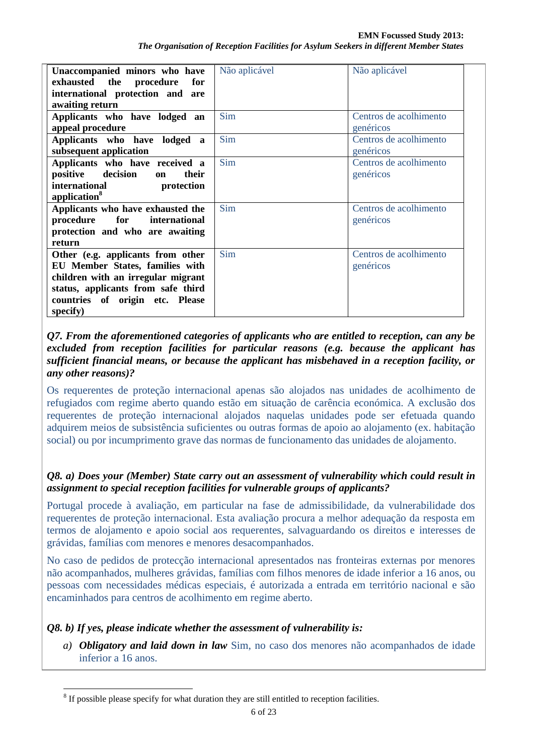| | | |
|---|---|---|
| **Unaccompanied minors who have exhausted the procedure for international protection and are awaiting return** | Não aplicável | Não aplicável |
| **Applicants who have lodged an appeal procedure** | Sim | Centros de acolhimento genéricos |
| **Applicants who have lodged a subsequent application** | Sim | Centros de acolhimento genéricos |
| **Applicants who have received a positive decision on their international protection application**[8] | Sim | Centros de acolhimento genéricos |
| **Applicants who have exhausted the procedure for international protection and who are awaiting return** | Sim | Centros de acolhimento genéricos |
| **Other (e.g. applicants from other EU Member States, families with children with an irregular migrant status, applicants from safe third countries of origin etc. Please specify)** | Sim | Centros de acolhimento genéricos |

***Q7. From the aforementioned categories of applicants who are entitled to reception, can any be excluded from reception facilities for particular reasons (e.g. because the applicant has sufficient financial means, or because the applicant has misbehaved in a reception facility, or any other reasons)?***

Os requerentes de proteção internacional apenas são alojados nas unidades de acolhimento de refugiados com regime aberto quando estão em situação de carência económica. A exclusão dos requerentes de proteção internacional alojados naquelas unidades pode ser efetuada quando adquirem meios de subsistência suficientes ou outras formas de apoio ao alojamento (ex. habitação social) ou por incumprimento grave das normas de funcionamento das unidades de alojamento.

***Q8. a) Does your (Member) State carry out an assessment of vulnerability which could result in assignment to special reception facilities for vulnerable groups of applicants?***

Portugal procede à avaliação, em particular na fase de admissibilidade, da vulnerabilidade dos requerentes de proteção internacional. Esta avaliação procura a melhor adequação da resposta em termos de alojamento e apoio social aos requerentes, salvaguardando os direitos e interesses de grávidas, famílias com menores e menores desacompanhados.

No caso de pedidos de protecção internacional apresentados nas fronteiras externas por menores não acompanhados, mulheres grávidas, famílias com filhos menores de idade inferior a 16 anos, ou pessoas com necessidades médicas especiais, é autorizada a entrada em território nacional e são encaminhados para centros de acolhimento em regime aberto.

***Q8. b) If yes, please indicate whether the assessment of vulnerability is:***

*a)* ***Obligatory and laid down in law*** Sim, no caso dos menores não acompanhados de idade inferior a 16 anos.

[8] If possible please specify for what duration they are still entitled to reception facilities.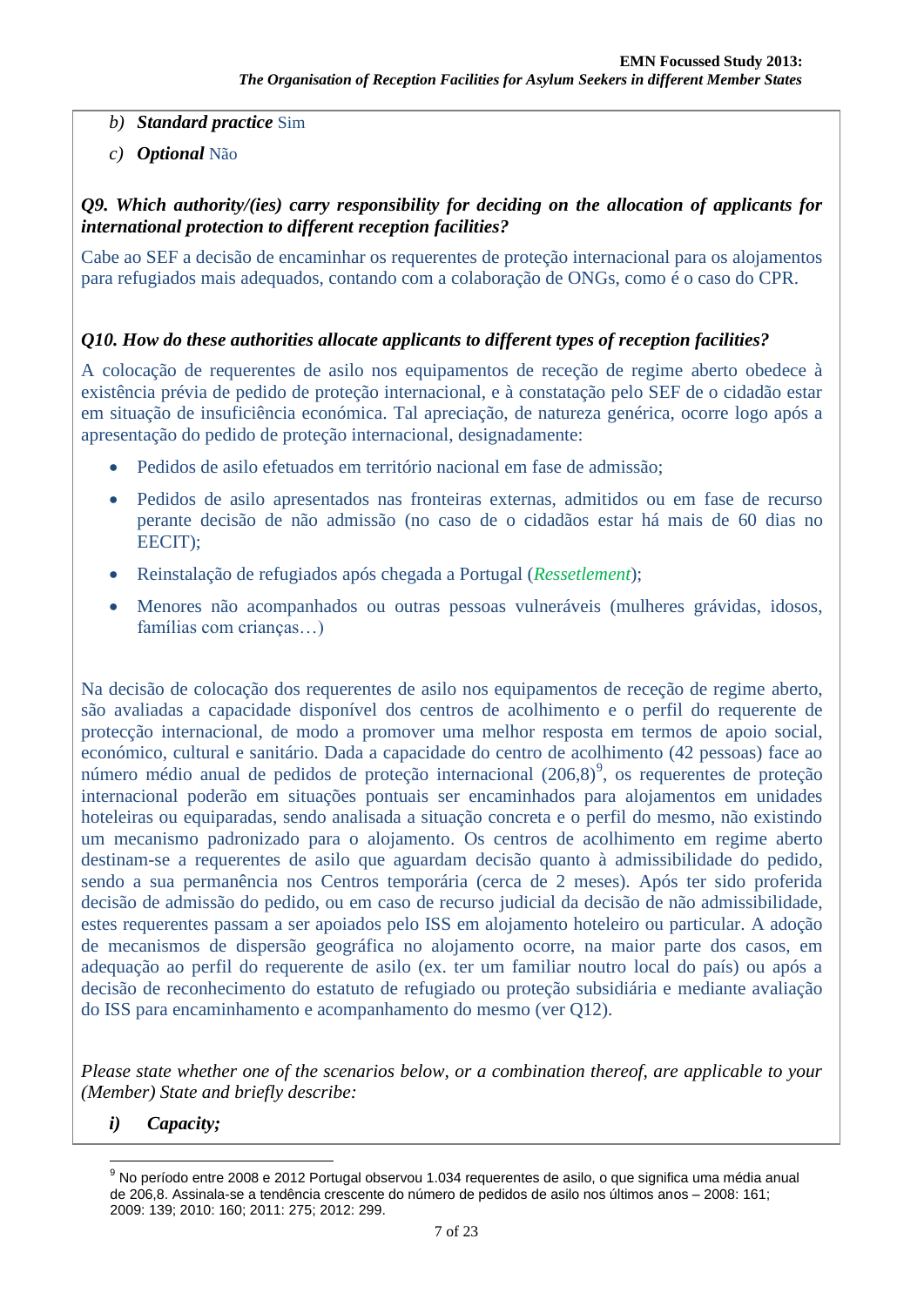b) ***Standard practice*** Sim

c) ***Optional*** Não

***Q9. Which authority/(ies) carry responsibility for deciding on the allocation of applicants for international protection to different reception facilities?***

Cabe ao SEF a decisão de encaminhar os requerentes de proteção internacional para os alojamentos para refugiados mais adequados, contando com a colaboração de ONGs, como é o caso do CPR.

***Q10. How do these authorities allocate applicants to different types of reception facilities?***

A colocação de requerentes de asilo nos equipamentos de receção de regime aberto obedece à existência prévia de pedido de proteção internacional, e à constatação pelo SEF de o cidadão estar em situação de insuficiência económica. Tal apreciação, de natureza genérica, ocorre logo após a apresentação do pedido de proteção internacional, designadamente:

- Pedidos de asilo efetuados em território nacional em fase de admissão;
- Pedidos de asilo apresentados nas fronteiras externas, admitidos ou em fase de recurso perante decisão de não admissão (no caso de o cidadãos estar há mais de 60 dias no EECIT);
- Reinstalação de refugiados após chegada a Portugal (*Ressetelement*);
- Menores não acompanhados ou outras pessoas vulneráveis (mulheres grávidas, idosos, famílias com crianças…)

Na decisão de colocação dos requerentes de asilo nos equipamentos de receção de regime aberto, são avaliadas a capacidade disponível dos centros de acolhimento e o perfil do requerente de protecção internacional, de modo a promover uma melhor resposta em termos de apoio social, económico, cultural e sanitário. Dada a capacidade do centro de acolhimento (42 pessoas) face ao número médio anual de pedidos de proteção internacional (206,8)[9], os requerentes de proteção internacional poderão em situações pontuais ser encaminhados para alojamentos em unidades hoteleiras ou equiparadas, sendo analisada a situação concreta e o perfil do mesmo, não existindo um mecanismo padronizado para o alojamento. Os centros de acolhimento em regime aberto destinam-se a requerentes de asilo que aguardam decisão quanto à admissibilidade do pedido, sendo a sua permanência nos Centros temporária (cerca de 2 meses). Após ter sido proferida decisão de admissão do pedido, ou em caso de recurso judicial da decisão de não admissibilidade, estes requerentes passam a ser apoiados pelo ISS em alojamento hoteleiro ou particular. A adoção de mecanismos de dispersão geográfica no alojamento ocorre, na maior parte dos casos, em adequação ao perfil do requerente de asilo (ex. ter um familiar noutro local do país) ou após a decisão de reconhecimento do estatuto de refugiado ou proteção subsidiária e mediante avaliação do ISS para encaminhamento e acompanhamento do mesmo (ver Q12).

*Please state whether one of the scenarios below, or a combination thereof, are applicable to your (Member) State and briefly describe:*

***i) Capacity;***

[9] No período entre 2008 e 2012 Portugal observou 1.034 requerentes de asilo, o que significa uma média anual de 206,8. Assinala-se a tendência crescente do número de pedidos de asilo nos últimos anos – 2008: 161; 2009: 139; 2010: 160; 2011: 275; 2012: 299.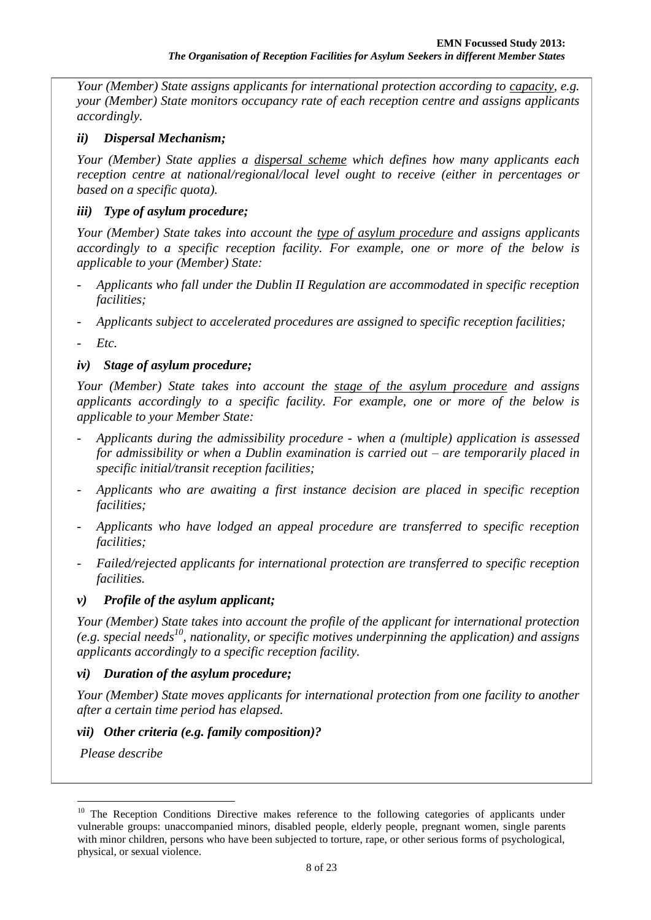*Your (Member) State assigns applicants for international protection according to capacity, e.g. your (Member) State monitors occupancy rate of each reception centre and assigns applicants accordingly.*

***ii) Dispersal Mechanism;***

*Your (Member) State applies a dispersal scheme which defines how many applicants each reception centre at national/regional/local level ought to receive (either in percentages or based on a specific quota).*

***iii) Type of asylum procedure;***

*Your (Member) State takes into account the type of asylum procedure and assigns applicants accordingly to a specific reception facility. For example, one or more of the below is applicable to your (Member) State:*

- *Applicants who fall under the Dublin II Regulation are accommodated in specific reception facilities;*
- *Applicants subject to accelerated procedures are assigned to specific reception facilities;*
- *Etc.*

***iv) Stage of asylum procedure;***

*Your (Member) State takes into account the stage of the asylum procedure and assigns applicants accordingly to a specific facility. For example, one or more of the below is applicable to your Member State:*

- *Applicants during the admissibility procedure - when a (multiple) application is assessed for admissibility or when a Dublin examination is carried out – are temporarily placed in specific initial/transit reception facilities;*
- *Applicants who are awaiting a first instance decision are placed in specific reception facilities;*
- *Applicants who have lodged an appeal procedure are transferred to specific reception facilities;*
- *Failed/rejected applicants for international protection are transferred to specific reception facilities.*

***v) Profile of the asylum applicant;***

*Your (Member) State takes into account the profile of the applicant for international protection (e.g. special needs[10], nationality, or specific motives underpinning the application) and assigns applicants accordingly to a specific reception facility.*

***vi) Duration of the asylum procedure;***

*Your (Member) State moves applicants for international protection from one facility to another after a certain time period has elapsed.*

***vii) Other criteria (e.g. family composition)?***

*Please describe*

[10] The Reception Conditions Directive makes reference to the following categories of applicants under vulnerable groups: unaccompanied minors, disabled people, elderly people, pregnant women, single parents with minor children, persons who have been subjected to torture, rape, or other serious forms of psychological, physical, or sexual violence.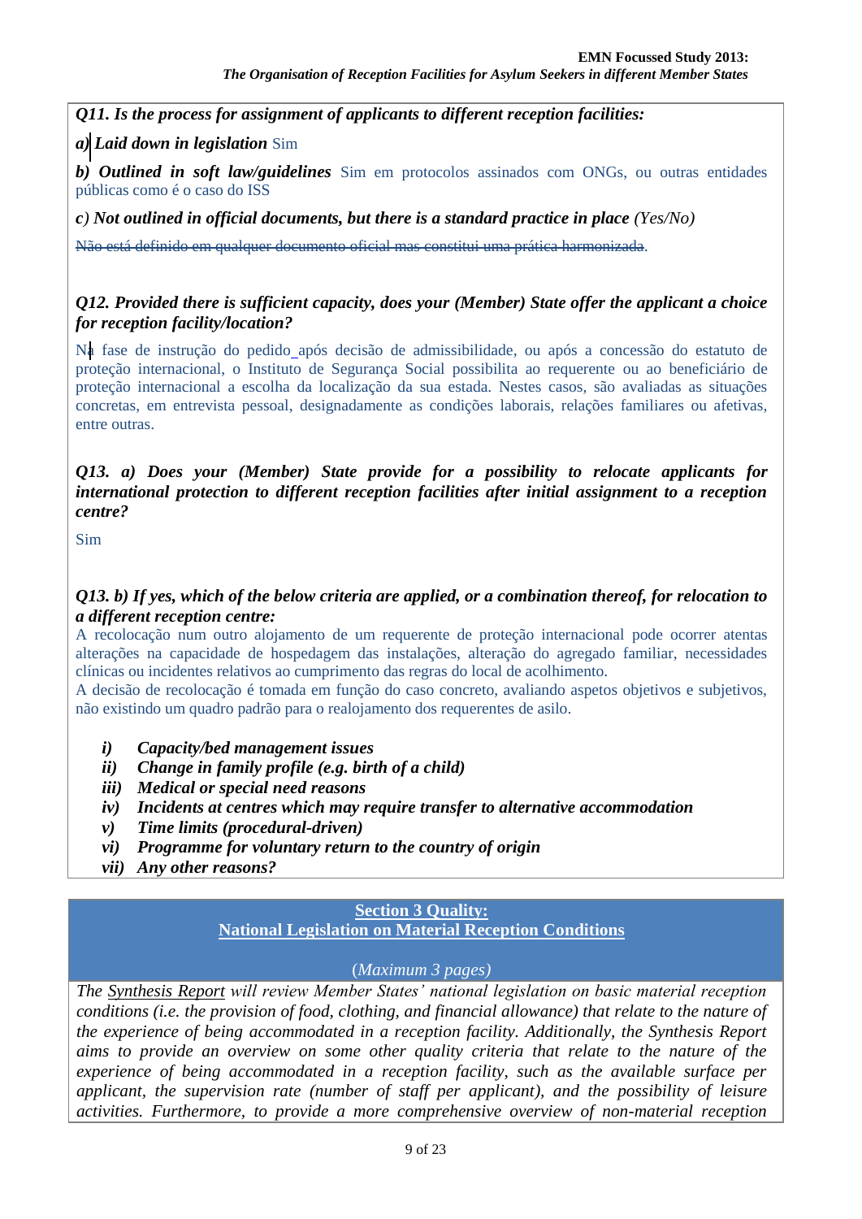***Q11. Is the process for assignment of applicants to different reception facilities:***

***a) Laid down in legislation*** Sim

***b) Outlined in soft law/guidelines*** Sim em protocolos assinados com ONGs, ou outras entidades públicas como é o caso do ISS

***c) Not outlined in official documents, but there is a standard practice in place*** *(Yes/No)*

~~Não está definido em qualquer documento oficial mas constitui uma prática harmonizada~~.

***Q12. Provided there is sufficient capacity, does your (Member) State offer the applicant a choice for reception facility/location?***

Na fase de instrução do pedido após decisão de admissibilidade, ou após a concessão do estatuto de proteção internacional, o Instituto de Segurança Social possibilita ao requerente ou ao beneficiário de proteção internacional a escolha da localização da sua estada. Nestes casos, são avaliadas as situações concretas, em entrevista pessoal, designadamente as condições laborais, relações familiares ou afetivas, entre outras.

***Q13. a) Does your (Member) State provide for a possibility to relocate applicants for international protection to different reception facilities after initial assignment to a reception centre?***

Sim

***Q13. b) If yes, which of the below criteria are applied, or a combination thereof, for relocation to a different reception centre:***

A recolocação num outro alojamento de um requerente de proteção internacional pode ocorrer atentas alterações na capacidade de hospedagem das instalações, alteração do agregado familiar, necessidades clínicas ou incidentes relativos ao cumprimento das regras do local de acolhimento.

A decisão de recolocação é tomada em função do caso concreto, avaliando aspetos objetivos e subjetivos, não existindo um quadro padrão para o realojamento dos requerentes de asilo.

- ***i) Capacity/bed management issues***
- ***ii) Change in family profile (e.g. birth of a child)***
- ***iii) Medical or special need reasons***
- ***iv) Incidents at centres which may require transfer to alternative accommodation***
- ***v) Time limits (procedural-driven)***
- ***vi) Programme for voluntary return to the country of origin***
- ***vii) Any other reasons?***

## Section 3 Quality: National Legislation on Material Reception Conditions

*(Maximum 3 pages)*

*The Synthesis Report will review Member States' national legislation on basic material reception conditions (i.e. the provision of food, clothing, and financial allowance) that relate to the nature of the experience of being accommodated in a reception facility. Additionally, the Synthesis Report aims to provide an overview on some other quality criteria that relate to the nature of the experience of being accommodated in a reception facility, such as the available surface per applicant, the supervision rate (number of staff per applicant), and the possibility of leisure activities. Furthermore, to provide a more comprehensive overview of non-material reception*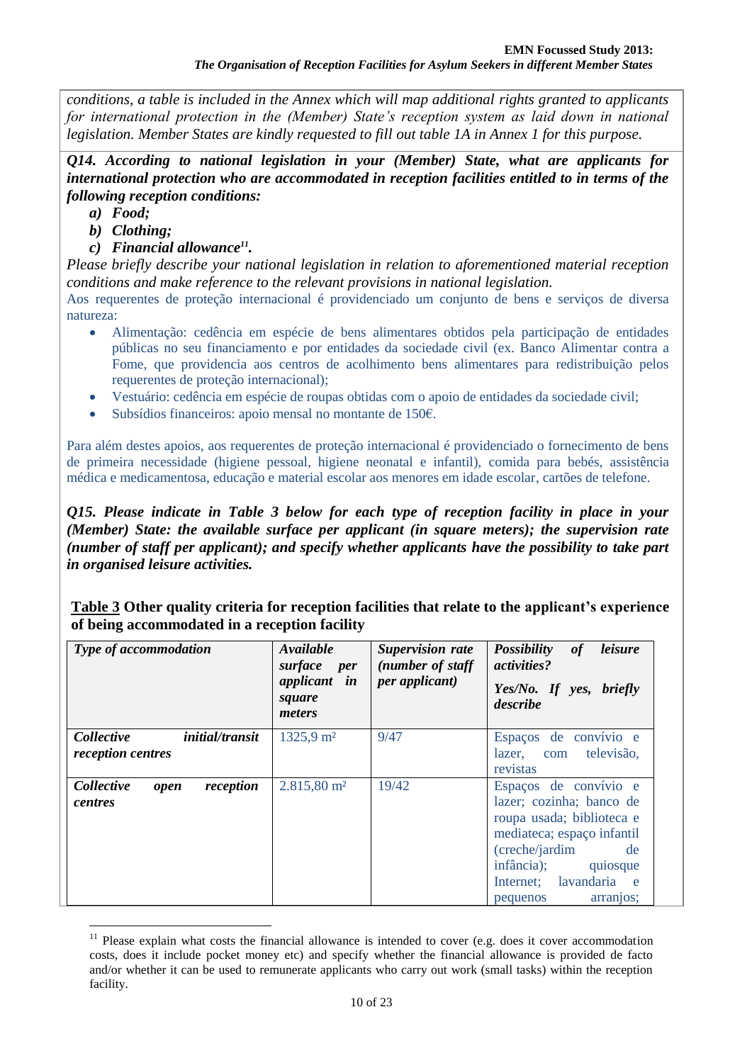*conditions, a table is included in the Annex which will map additional rights granted to applicants for international protection in the (Member) State's reception system as laid down in national legislation. Member States are kindly requested to fill out table 1A in Annex 1 for this purpose.*

***Q14. According to national legislation in your (Member) State, what are applicants for international protection who are accommodated in reception facilities entitled to in terms of the following reception conditions:***

***a) Food;***
***b) Clothing;***
***c) Financial allowance[11].***

*Please briefly describe your national legislation in relation to aforementioned material reception conditions and make reference to the relevant provisions in national legislation.*

Aos requerentes de proteção internacional é providenciado um conjunto de bens e serviços de diversa natureza:

- Alimentação: cedência em espécie de bens alimentares obtidos pela participação de entidades públicas no seu financiamento e por entidades da sociedade civil (ex. Banco Alimentar contra a Fome, que providencia aos centros de acolhimento bens alimentares para redistribuição pelos requerentes de proteção internacional);
- Vestuário: cedência em espécie de roupas obtidas com o apoio de entidades da sociedade civil;
- Subsídios financeiros: apoio mensal no montante de 150€.

Para além destes apoios, aos requerentes de proteção internacional é providenciado o fornecimento de bens de primeira necessidade (higiene pessoal, higiene neonatal e infantil), comida para bebés, assistência médica e medicamentosa, educação e material escolar aos menores em idade escolar, cartões de telefone.

***Q15. Please indicate in Table 3 below for each type of reception facility in place in your (Member) State: the available surface per applicant (in square meters); the supervision rate (number of staff per applicant); and specify whether applicants have the possibility to take part in organised leisure activities.***

**Table 3 Other quality criteria for reception facilities that relate to the applicant's experience of being accommodated in a reception facility**

| *Type of accommodation* | *Available surface per applicant in square meters* | *Supervision rate (number of staff per applicant)* | *Possibility of leisure activities? Yes/No. If yes, briefly describe* |
|---|---|---|---|
| *Collective initial/transit reception centres* | 1325,9 m² | 9/47 | Espaços de convívio e lazer, com televisão, revistas |
| *Collective open reception centres* | 2.815,80 m² | 19/42 | Espaços de convívio e lazer; cozinha; banco de roupa usada; biblioteca e mediateca; espaço infantil (creche/jardim de infância); quiosque Internet; lavandaria e pequenos arranjos; |

[11] Please explain what costs the financial allowance is intended to cover (e.g. does it cover accommodation costs, does it include pocket money etc) and specify whether the financial allowance is provided de facto and/or whether it can be used to remunerate applicants who carry out work (small tasks) within the reception facility.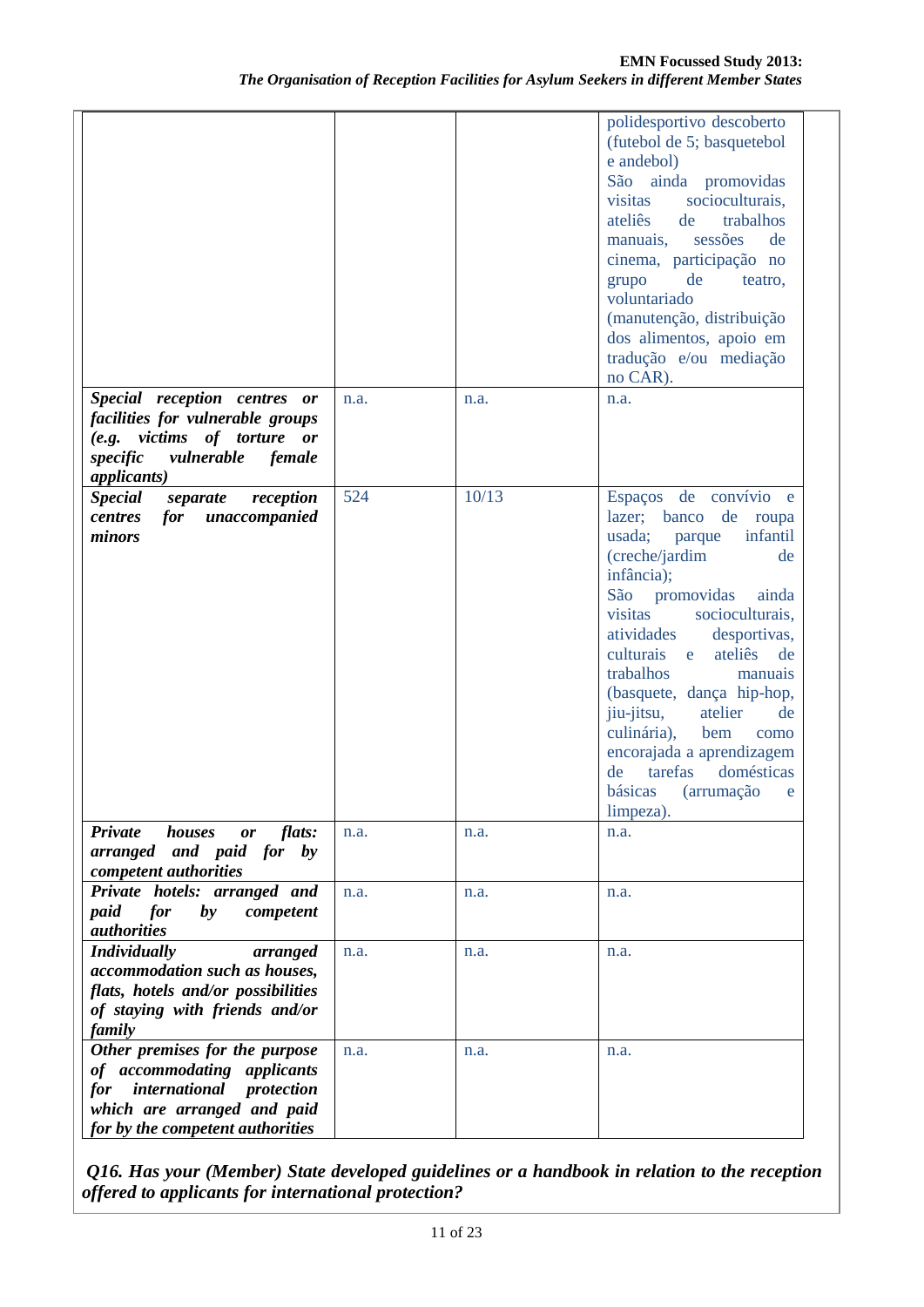|  |  |  |  |
|---|---|---|---|
|  |  |  | polidesportivo descoberto (futebol de 5; basquetebol e andebol) São ainda promovidas visitas socioculturais, ateliês de trabalhos manuais, sessões de cinema, participação no grupo de teatro, voluntariado (manutenção, distribuição dos alimentos, apoio em tradução e/ou mediação no CAR). |
| ***Special reception centres or facilities for vulnerable groups (e.g. victims of torture or specific vulnerable female applicants)*** | n.a. | n.a. | n.a. |
| ***Special separate reception centres for unaccompanied minors*** | 524 | 10/13 | Espaços de convívio e lazer; banco de roupa usada; parque infantil (creche/jardim de infância); São promovidas ainda visitas socioculturais, atividades desportivas, culturais e ateliês de trabalhos manuais (basquete, dança hip-hop, jiu-jitsu, atelier de culinária), bem como encorajada a aprendizagem de tarefas domésticas básicas (arrumação e limpeza). |
| ***Private houses or flats: arranged and paid for by competent authorities*** | n.a. | n.a. | n.a. |
| ***Private hotels: arranged and paid for by competent authorities*** | n.a. | n.a. | n.a. |
| ***Individually arranged accommodation such as houses, flats, hotels and/or possibilities of staying with friends and/or family*** | n.a. | n.a. | n.a. |
| ***Other premises for the purpose of accommodating applicants for international protection which are arranged and paid for by the competent authorities*** | n.a. | n.a. | n.a. |

***Q16. Has your (Member) State developed guidelines or a handbook in relation to the reception offered to applicants for international protection?***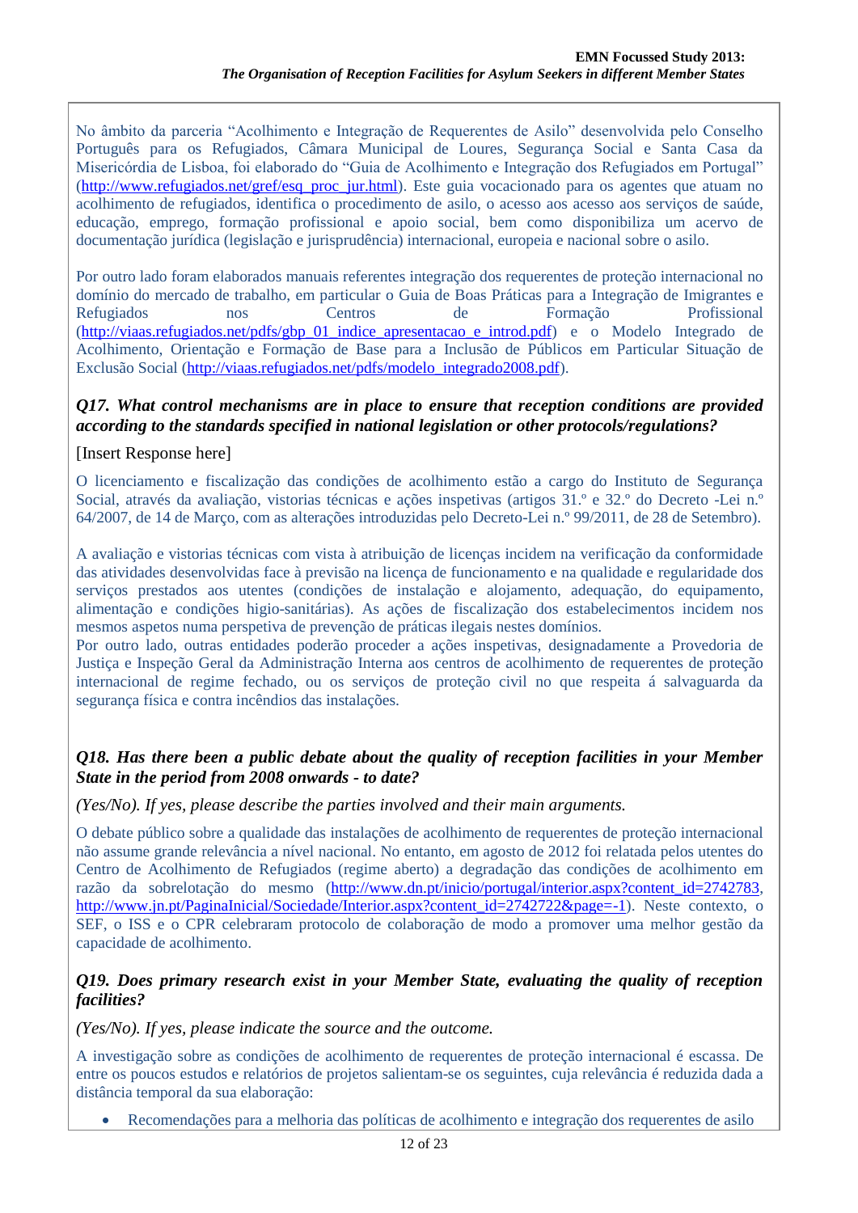No âmbito da parceria "Acolhimento e Integração de Requerentes de Asilo" desenvolvida pelo Conselho Português para os Refugiados, Câmara Municipal de Loures, Segurança Social e Santa Casa da Misericórdia de Lisboa, foi elaborado do "Guia de Acolhimento e Integração dos Refugiados em Portugal" (http://www.refugiados.net/gref/esq_proc_jur.html). Este guia vocacionado para os agentes que atuam no acolhimento de refugiados, identifica o procedimento de asilo, o acesso aos acesso aos serviços de saúde, educação, emprego, formação profissional e apoio social, bem como disponibiliza um acervo de documentação jurídica (legislação e jurisprudência) internacional, europeia e nacional sobre o asilo.

Por outro lado foram elaborados manuais referentes integração dos requerentes de proteção internacional no domínio do mercado de trabalho, em particular o Guia de Boas Práticas para a Integração de Imigrantes e Refugiados nos Centros de Formação Profissional (http://viaas.refugiados.net/pdfs/gbp_01_indice_apresentacao_e_introd.pdf) e o Modelo Integrado de Acolhimento, Orientação e Formação de Base para a Inclusão de Públicos em Particular Situação de Exclusão Social (http://viaas.refugiados.net/pdfs/modelo_integrado2008.pdf).

### *Q17. What control mechanisms are in place to ensure that reception conditions are provided according to the standards specified in national legislation or other protocols/regulations?*

[Insert Response here]

O licenciamento e fiscalização das condições de acolhimento estão a cargo do Instituto de Segurança Social, através da avaliação, vistorias técnicas e ações inspetivas (artigos 31.º e 32.º do Decreto -Lei n.º 64/2007, de 14 de Março, com as alterações introduzidas pelo Decreto-Lei n.º 99/2011, de 28 de Setembro).

A avaliação e vistorias técnicas com vista à atribuição de licenças incidem na verificação da conformidade das atividades desenvolvidas face à previsão na licença de funcionamento e na qualidade e regularidade dos serviços prestados aos utentes (condições de instalação e alojamento, adequação, do equipamento, alimentação e condições higio-sanitárias). As ações de fiscalização dos estabelecimentos incidem nos mesmos aspetos numa perspetiva de prevenção de práticas ilegais nestes domínios.
Por outro lado, outras entidades poderão proceder a ações inspetivas, designadamente a Provedoria de Justiça e Inspeção Geral da Administração Interna aos centros de acolhimento de requerentes de proteção internacional de regime fechado, ou os serviços de proteção civil no que respeita á salvaguarda da segurança física e contra incêndios das instalações.

### *Q18. Has there been a public debate about the quality of reception facilities in your Member State in the period from 2008 onwards - to date?*

*(Yes/No). If yes, please describe the parties involved and their main arguments.*

O debate público sobre a qualidade das instalações de acolhimento de requerentes de proteção internacional não assume grande relevância a nível nacional. No entanto, em agosto de 2012 foi relatada pelos utentes do Centro de Acolhimento de Refugiados (regime aberto) a degradação das condições de acolhimento em razão da sobrelotação do mesmo (http://www.dn.pt/inicio/portugal/interior.aspx?content_id=2742783, http://www.jn.pt/PaginaInicial/Sociedade/Interior.aspx?content_id=2742722&page=-1). Neste contexto, o SEF, o ISS e o CPR celebraram protocolo de colaboração de modo a promover uma melhor gestão da capacidade de acolhimento.

### *Q19. Does primary research exist in your Member State, evaluating the quality of reception facilities?*

*(Yes/No). If yes, please indicate the source and the outcome.*

A investigação sobre as condições de acolhimento de requerentes de proteção internacional é escassa. De entre os poucos estudos e relatórios de projetos salientam-se os seguintes, cuja relevância é reduzida dada a distância temporal da sua elaboração:

- Recomendações para a melhoria das políticas de acolhimento e integração dos requerentes de asilo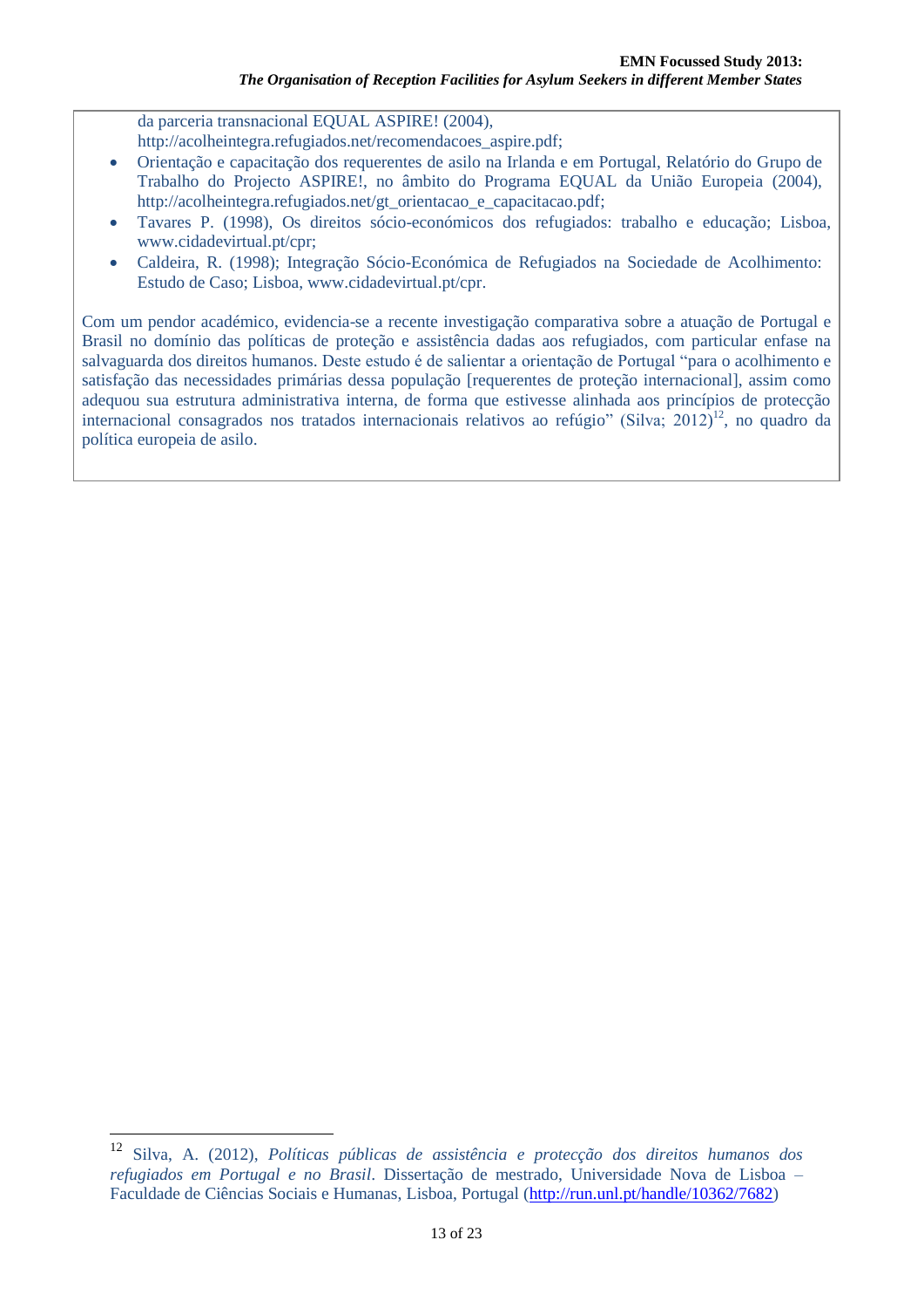da parceria transnacional EQUAL ASPIRE! (2004), http://acolheintegra.refugiados.net/recomendacoes_aspire.pdf;

- Orientação e capacitação dos requerentes de asilo na Irlanda e em Portugal, Relatório do Grupo de Trabalho do Projecto ASPIRE!, no âmbito do Programa EQUAL da União Europeia (2004), http://acolheintegra.refugiados.net/gt_orientacao_e_capacitacao.pdf;
- Tavares P. (1998), Os direitos sócio-económicos dos refugiados: trabalho e educação; Lisboa, www.cidadevirtual.pt/cpr;
- Caldeira, R. (1998); Integração Sócio-Económica de Refugiados na Sociedade de Acolhimento: Estudo de Caso; Lisboa, www.cidadevirtual.pt/cpr.

Com um pendor académico, evidencia-se a recente investigação comparativa sobre a atuação de Portugal e Brasil no domínio das políticas de proteção e assistência dadas aos refugiados, com particular enfase na salvaguarda dos direitos humanos. Deste estudo é de salientar a orientação de Portugal "para o acolhimento e satisfação das necessidades primárias dessa população [requerentes de proteção internacional], assim como adequou sua estrutura administrativa interna, de forma que estivesse alinhada aos princípios de protecção internacional consagrados nos tratados internacionais relativos ao refúgio" (Silva; 2012)[12], no quadro da política europeia de asilo.

---

[12] Silva, A. (2012), *Políticas públicas de assistência e protecção dos direitos humanos dos refugiados em Portugal e no Brasil*. Dissertação de mestrado, Universidade Nova de Lisboa – Faculdade de Ciências Sociais e Humanas, Lisboa, Portugal (http://run.unl.pt/handle/10362/7682)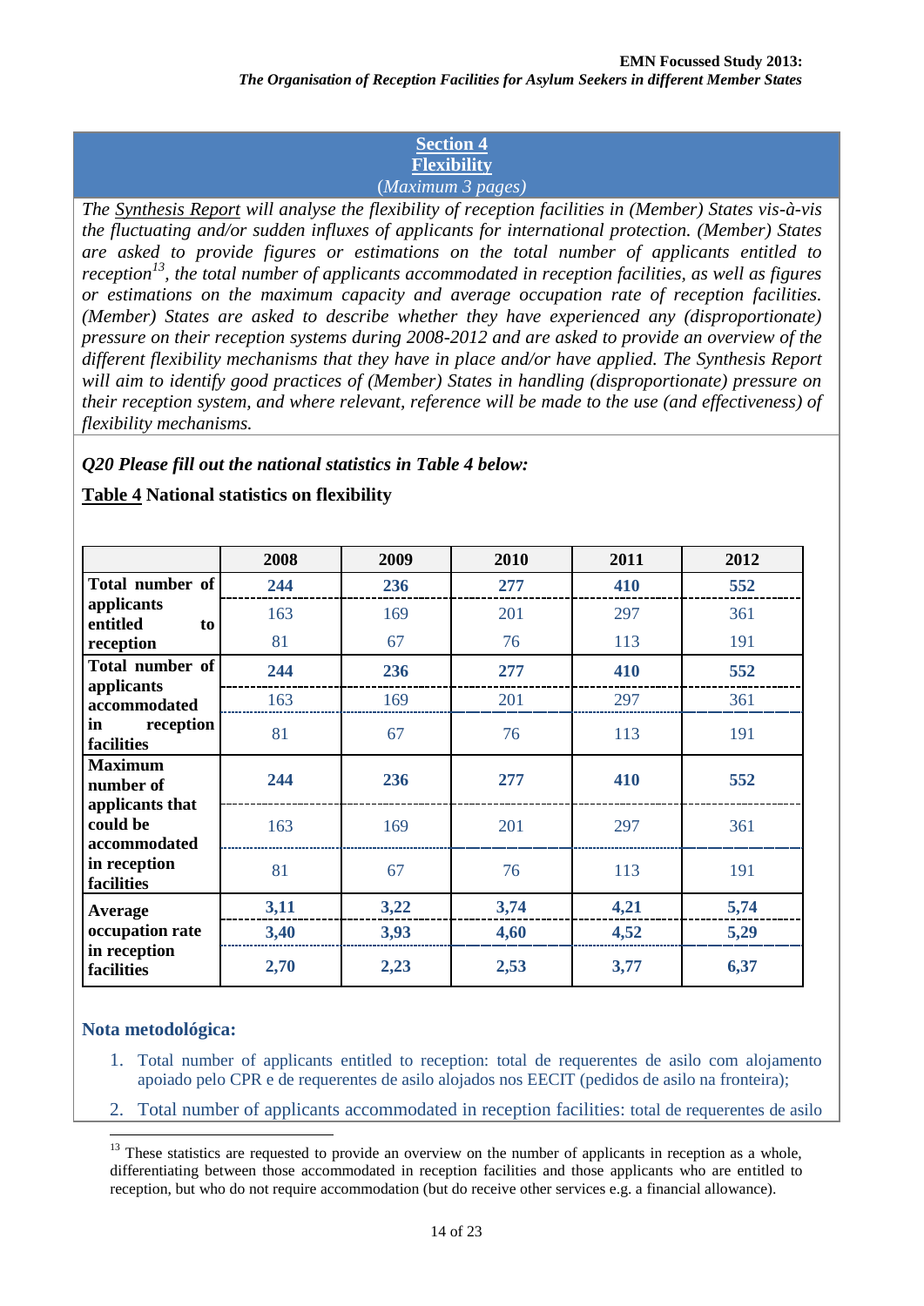## Section 4
## Flexibility
(*Maximum 3 pages*)

*The Synthesis Report will analyse the flexibility of reception facilities in (Member) States vis-à-vis the fluctuating and/or sudden influxes of applicants for international protection. (Member) States are asked to provide figures or estimations on the total number of applicants entitled to reception[13], the total number of applicants accommodated in reception facilities, as well as figures or estimations on the maximum capacity and average occupation rate of reception facilities. (Member) States are asked to describe whether they have experienced any (disproportionate) pressure on their reception systems during 2008-2012 and are asked to provide an overview of the different flexibility mechanisms that they have in place and/or have applied. The Synthesis Report will aim to identify good practices of (Member) States in handling (disproportionate) pressure on their reception system, and where relevant, reference will be made to the use (and effectiveness) of flexibility mechanisms.*

***Q20 Please fill out the national statistics in Table 4 below:***

**Table 4 National statistics on flexibility**

| | 2008 | 2009 | 2010 | 2011 | 2012 |
|---|---|---|---|---|---|
| **Total number of applicants entitled to reception** | **244** | **236** | **277** | **410** | **552** |
| | 163 | 169 | 201 | 297 | 361 |
| | 81 | 67 | 76 | 113 | 191 |
| **Total number of applicants accommodated in reception facilities** | **244** | **236** | **277** | **410** | **552** |
| | 163 | 169 | 201 | 297 | 361 |
| | 81 | 67 | 76 | 113 | 191 |
| **Maximum number of applicants that could be accommodated in reception facilities** | **244** | **236** | **277** | **410** | **552** |
| | 163 | 169 | 201 | 297 | 361 |
| | 81 | 67 | 76 | 113 | 191 |
| **Average occupation rate in reception facilities** | **3,11** | **3,22** | **3,74** | **4,21** | **5,74** |
| | **3,40** | **3,93** | **4,60** | **4,52** | **5,29** |
| | **2,70** | **2,23** | **2,53** | **3,77** | **6,37** |

**Nota metodológica:**

1. Total number of applicants entitled to reception: total de requerentes de asilo com alojamento apoiado pelo CPR e de requerentes de asilo alojados nos EECIT (pedidos de asilo na fronteira);
2. Total number of applicants accommodated in reception facilities: total de requerentes de asilo

[13] These statistics are requested to provide an overview on the number of applicants in reception as a whole, differentiating between those accommodated in reception facilities and those applicants who are entitled to reception, but who do not require accommodation (but do receive other services e.g. a financial allowance).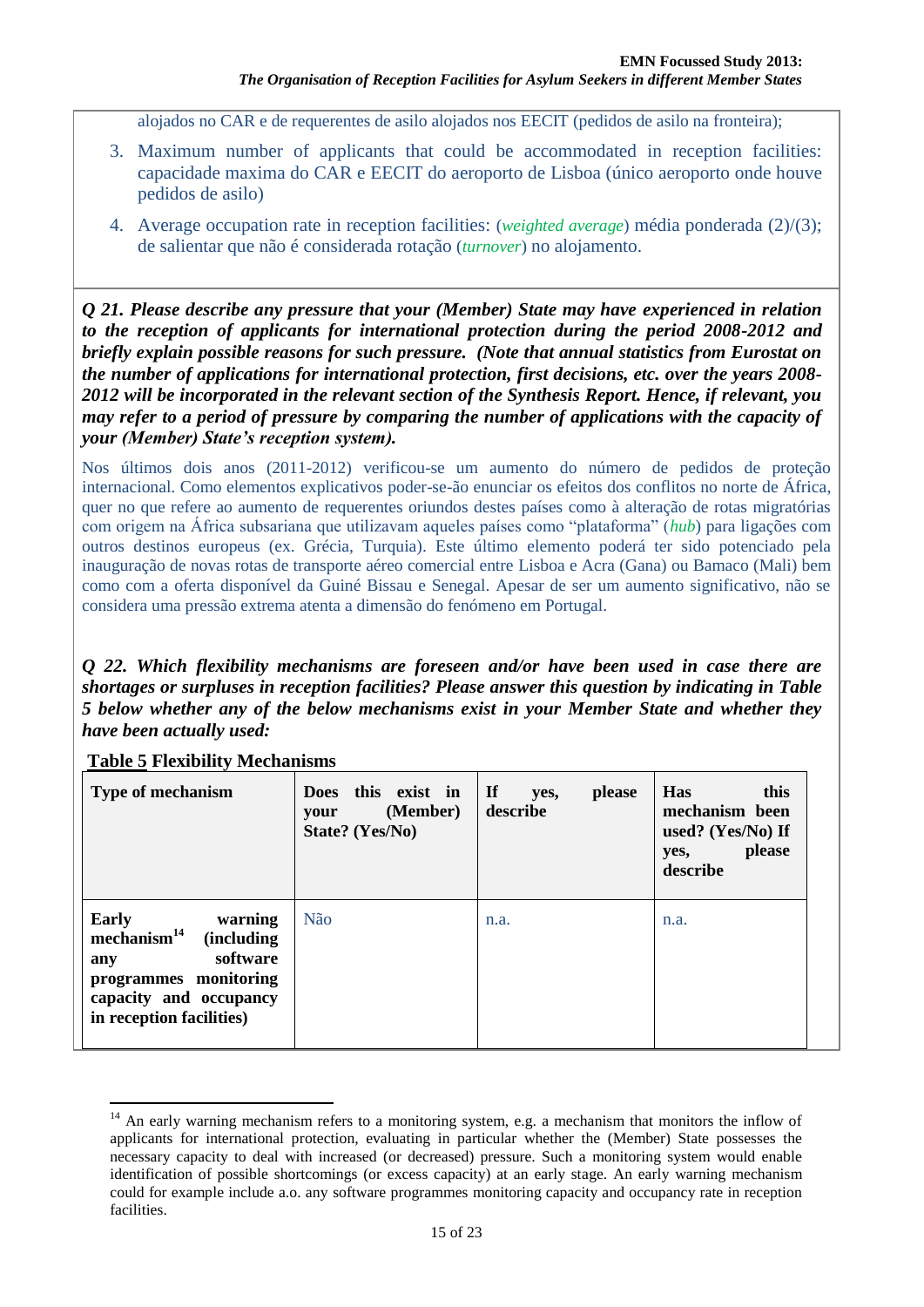alojados no CAR e de requerentes de asilo alojados nos EECIT (pedidos de asilo na fronteira);

3. Maximum number of applicants that could be accommodated in reception facilities: capacidade maxima do CAR e EECIT do aeroporto de Lisboa (único aeroporto onde houve pedidos de asilo)
4. Average occupation rate in reception facilities: (*weighted average*) média ponderada (2)/(3); de salientar que não é considerada rotação (*turnover*) no alojamento.

***Q 21. Please describe any pressure that your (Member) State may have experienced in relation to the reception of applicants for international protection during the period 2008-2012 and briefly explain possible reasons for such pressure. (Note that annual statistics from Eurostat on the number of applications for international protection, first decisions, etc. over the years 2008-2012 will be incorporated in the relevant section of the Synthesis Report. Hence, if relevant, you may refer to a period of pressure by comparing the number of applications with the capacity of your (Member) State's reception system).***

Nos últimos dois anos (2011-2012) verificou-se um aumento do número de pedidos de proteção internacional. Como elementos explicativos poder-se-ão enunciar os efeitos dos conflitos no norte de África, quer no que refere ao aumento de requerentes oriundos destes países como à alteração de rotas migratórias com origem na África subsariana que utilizavam aqueles países como "plataforma" (*hub*) para ligações com outros destinos europeus (ex. Grécia, Turquia). Este último elemento poderá ter sido potenciado pela inauguração de novas rotas de transporte aéreo comercial entre Lisboa e Acra (Gana) ou Bamaco (Mali) bem como com a oferta disponível da Guiné Bissau e Senegal. Apesar de ser um aumento significativo, não se considera uma pressão extrema atenta a dimensão do fenómeno em Portugal.

***Q 22. Which flexibility mechanisms are foreseen and/or have been used in case there are shortages or surpluses in reception facilities? Please answer this question by indicating in Table 5 below whether any of the below mechanisms exist in your Member State and whether they have been actually used:***

**Table 5 Flexibility Mechanisms**

| Type of mechanism | Does this exist in your (Member) State? (Yes/No) | If yes, please describe | Has this mechanism been used? (Yes/No) If yes, please describe |
|---|---|---|---|
| **Early warning mechanism[14] (including any software programmes monitoring capacity and occupancy in reception facilities)** | Não | n.a. | n.a. |

[14] An early warning mechanism refers to a monitoring system, e.g. a mechanism that monitors the inflow of applicants for international protection, evaluating in particular whether the (Member) State possesses the necessary capacity to deal with increased (or decreased) pressure. Such a monitoring system would enable identification of possible shortcomings (or excess capacity) at an early stage. An early warning mechanism could for example include a.o. any software programmes monitoring capacity and occupancy rate in reception facilities.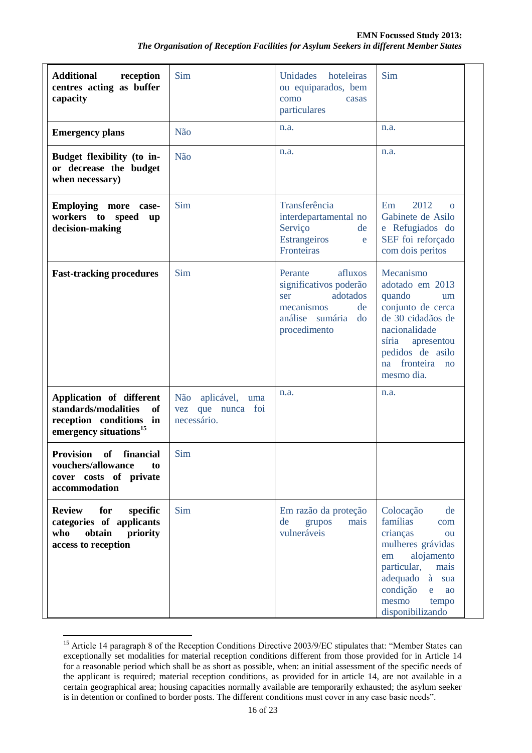| | | | |
|---|---|---|---|
| **Additional reception centres acting as buffer capacity** | Sim | Unidades hoteleiras ou equiparados, bem como casas particulares | Sim |
| **Emergency plans** | Não | n.a. | n.a. |
| **Budget flexibility (to in- or decrease the budget when necessary)** | Não | n.a. | n.a. |
| **Employing more case-workers to speed up decision-making** | Sim | Transferência interdepartamental no Serviço de Estrangeiros e Fronteiras | Em 2012 o Gabinete de Asilo e Refugiados do SEF foi reforçado com dois peritos |
| **Fast-tracking procedures** | Sim | Perante afluxos significativos poderão ser adotados mecanismos de análise sumária do procedimento | Mecanismo adotado em 2013 quando um conjunto de cerca de 30 cidadãos de nacionalidade síria apresentou pedidos de asilo na fronteira no mesmo dia. |
| **Application of different standards/modalities of reception conditions in emergency situations**[15] | Não aplicável, uma vez que nunca foi necessário. | n.a. | n.a. |
| **Provision of financial vouchers/allowance to cover costs of private accommodation** | Sim | | |
| **Review for specific categories of applicants who obtain priority access to reception** | Sim | Em razão da proteção de grupos mais vulneráveis | Colocação de famílias com crianças ou mulheres grávidas em alojamento particular, mais adequado à sua condição e ao mesmo tempo disponibilizando |

[15] Article 14 paragraph 8 of the Reception Conditions Directive 2003/9/EC stipulates that: "Member States can exceptionally set modalities for material reception conditions different from those provided for in Article 14 for a reasonable period which shall be as short as possible, when: an initial assessment of the specific needs of the applicant is required; material reception conditions, as provided for in article 14, are not available in a certain geographical area; housing capacities normally available are temporarily exhausted; the asylum seeker is in detention or confined to border posts. The different conditions must cover in any case basic needs".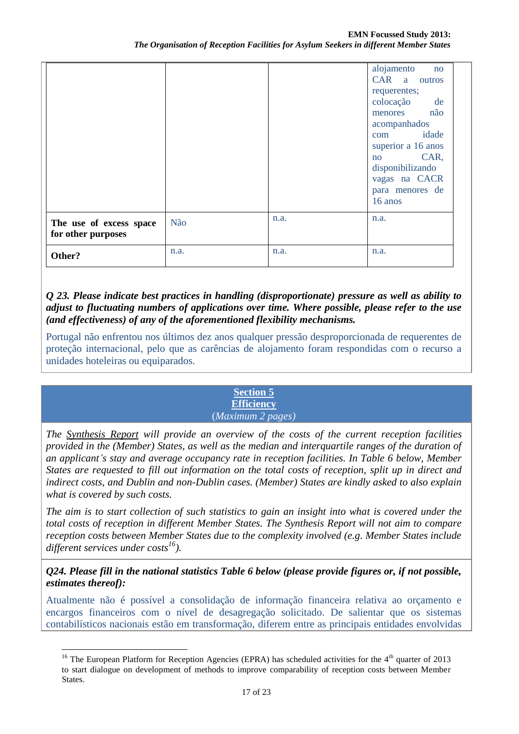| | | | |
|---|---|---|---|
| | | | alojamento no CAR a outros requerentes; colocação de menores não acompanhados com idade superior a 16 anos no CAR, disponibilizando vagas na CACR para menores de 16 anos |
| **The use of excess space for other purposes** | Não | n.a. | n.a. |
| **Other?** | n.a. | n.a. | n.a. |

***Q 23. Please indicate best practices in handling (disproportionate) pressure as well as ability to adjust to fluctuating numbers of applications over time. Where possible, please refer to the use (and effectiveness) of any of the aforementioned flexibility mechanisms.***

Portugal não enfrentou nos últimos dez anos qualquer pressão desproporcionada de requerentes de proteção internacional, pelo que as carências de alojamento foram respondidas com o recurso a unidades hoteleiras ou equiparados.

## Section 5
## Efficiency
*(Maximum 2 pages)*

*The Synthesis Report will provide an overview of the costs of the current reception facilities provided in the (Member) States, as well as the median and interquartile ranges of the duration of an applicant's stay and average occupancy rate in reception facilities. In Table 6 below, Member States are requested to fill out information on the total costs of reception, split up in direct and indirect costs, and Dublin and non-Dublin cases. (Member) States are kindly asked to also explain what is covered by such costs.*

*The aim is to start collection of such statistics to gain an insight into what is covered under the total costs of reception in different Member States. The Synthesis Report will not aim to compare reception costs between Member States due to the complexity involved (e.g. Member States include different services under costs[16]).*

***Q24. Please fill in the national statistics Table 6 below (please provide figures or, if not possible, estimates thereof):***

Atualmente não é possível a consolidação de informação financeira relativa ao orçamento e encargos financeiros com o nível de desagregação solicitado. De salientar que os sistemas contabilísticos nacionais estão em transformação, diferem entre as principais entidades envolvidas

[16] The European Platform for Reception Agencies (EPRA) has scheduled activities for the 4th quarter of 2013 to start dialogue on development of methods to improve comparability of reception costs between Member States.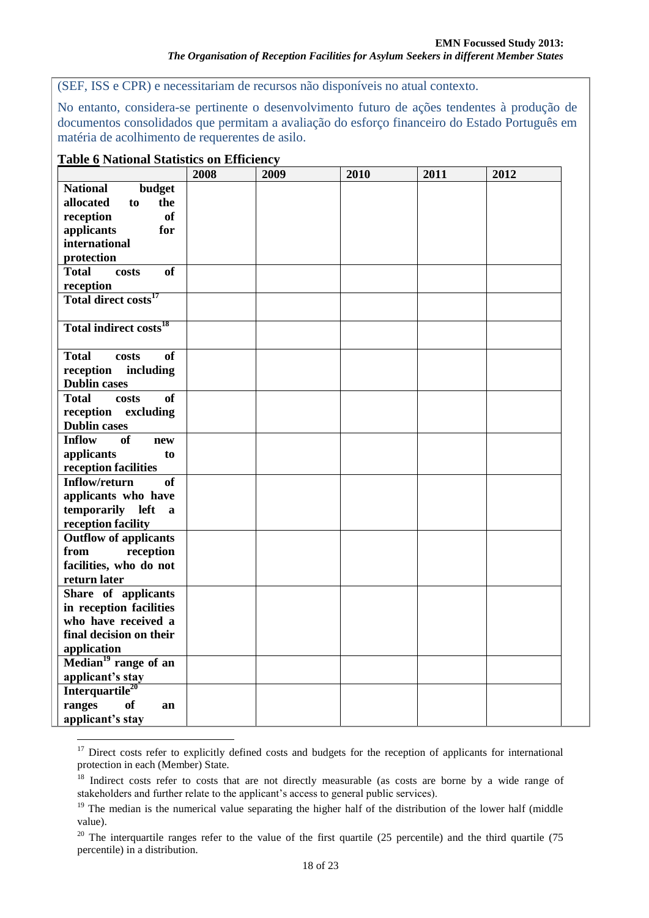(SEF, ISS e CPR) e necessitariam de recursos não disponíveis no atual contexto.

No entanto, considera-se pertinente o desenvolvimento futuro de ações tendentes à produção de documentos consolidados que permitam a avaliação do esforço financeiro do Estado Português em matéria de acolhimento de requerentes de asilo.

**Table 6 National Statistics on Efficiency**

| | 2008 | 2009 | 2010 | 2011 | 2012 |
|---|---|---|---|---|---|
| **National budget allocated to the reception of applicants for international protection** | | | | | |
| **Total costs of reception** | | | | | |
| **Total direct costs**[17] | | | | | |
| **Total indirect costs**[18] | | | | | |
| **Total costs of reception including Dublin cases** | | | | | |
| **Total costs of reception excluding Dublin cases** | | | | | |
| **Inflow of new applicants to reception facilities** | | | | | |
| **Inflow/return of applicants who have temporarily left a reception facility** | | | | | |
| **Outflow of applicants from reception facilities, who do not return later** | | | | | |
| **Share of applicants in reception facilities who have received a final decision on their application** | | | | | |
| **Median**[19] **range of an applicant's stay** | | | | | |
| **Interquartile**[20] **ranges of an applicant's stay** | | | | | |

[17] Direct costs refer to explicitly defined costs and budgets for the reception of applicants for international protection in each (Member) State.

[18] Indirect costs refer to costs that are not directly measurable (as costs are borne by a wide range of stakeholders and further relate to the applicant's access to general public services).

[19] The median is the numerical value separating the higher half of the distribution of the lower half (middle value).

[20] The interquartile ranges refer to the value of the first quartile (25 percentile) and the third quartile (75 percentile) in a distribution.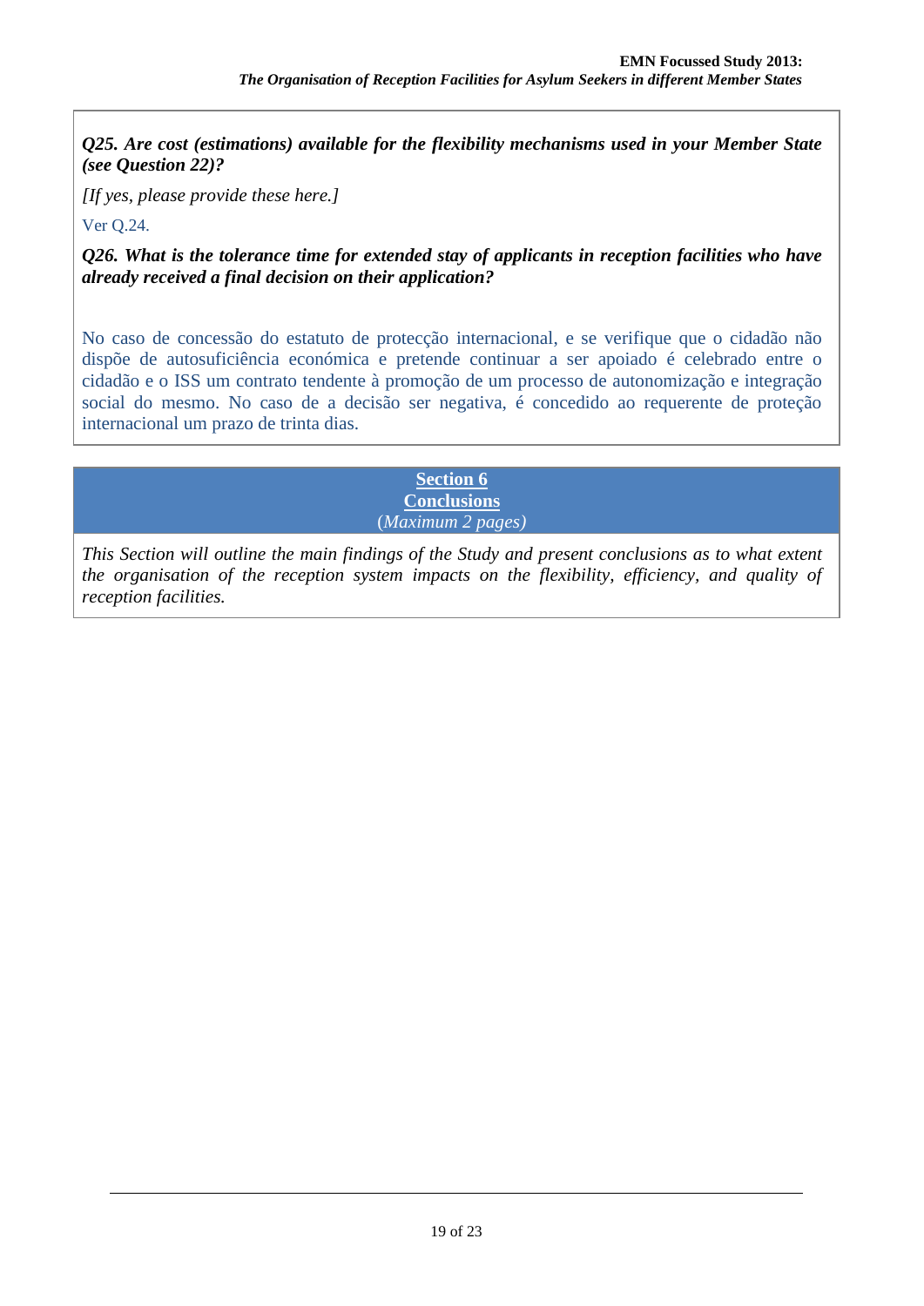***Q25. Are cost (estimations) available for the flexibility mechanisms used in your Member State (see Question 22)?***

*[If yes, please provide these here.]*

Ver Q.24.

***Q26. What is the tolerance time for extended stay of applicants in reception facilities who have already received a final decision on their application?***

No caso de concessão do estatuto de protecção internacional, e se verifique que o cidadão não dispõe de autosuficiência económica e pretende continuar a ser apoiado é celebrado entre o cidadão e o ISS um contrato tendente à promoção de um processo de autonomização e integração social do mesmo. No caso de a decisão ser negativa, é concedido ao requerente de proteção internacional um prazo de trinta dias.

## Section 6
## Conclusions

*(Maximum 2 pages)*

*This Section will outline the main findings of the Study and present conclusions as to what extent the organisation of the reception system impacts on the flexibility, efficiency, and quality of reception facilities.*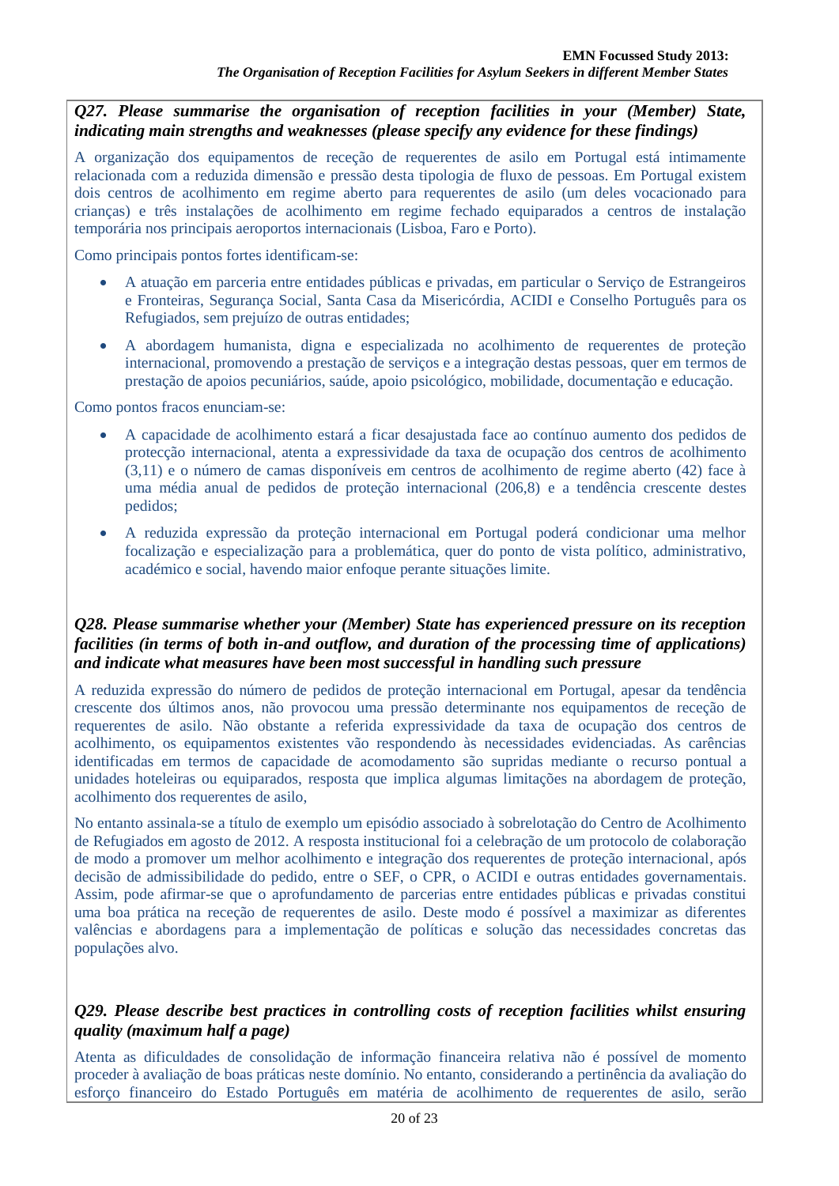***Q27. Please summarise the organisation of reception facilities in your (Member) State, indicating main strengths and weaknesses (please specify any evidence for these findings)***

A organização dos equipamentos de receção de requerentes de asilo em Portugal está intimamente relacionada com a reduzida dimensão e pressão desta tipologia de fluxo de pessoas. Em Portugal existem dois centros de acolhimento em regime aberto para requerentes de asilo (um deles vocacionado para crianças) e três instalações de acolhimento em regime fechado equiparados a centros de instalação temporária nos principais aeroportos internacionais (Lisboa, Faro e Porto).

Como principais pontos fortes identificam-se:

- A atuação em parceria entre entidades públicas e privadas, em particular o Serviço de Estrangeiros e Fronteiras, Segurança Social, Santa Casa da Misericórdia, ACIDI e Conselho Português para os Refugiados, sem prejuízo de outras entidades;
- A abordagem humanista, digna e especializada no acolhimento de requerentes de proteção internacional, promovendo a prestação de serviços e a integração destas pessoas, quer em termos de prestação de apoios pecuniários, saúde, apoio psicológico, mobilidade, documentação e educação.

Como pontos fracos enunciam-se:

- A capacidade de acolhimento estará a ficar desajustada face ao contínuo aumento dos pedidos de protecção internacional, atenta a expressividade da taxa de ocupação dos centros de acolhimento (3,11) e o número de camas disponíveis em centros de acolhimento de regime aberto (42) face à uma média anual de pedidos de proteção internacional (206,8) e a tendência crescente destes pedidos;
- A reduzida expressão da proteção internacional em Portugal poderá condicionar uma melhor focalização e especialização para a problemática, quer do ponto de vista político, administrativo, académico e social, havendo maior enfoque perante situações limite.

***Q28. Please summarise whether your (Member) State has experienced pressure on its reception facilities (in terms of both in-and outflow, and duration of the processing time of applications) and indicate what measures have been most successful in handling such pressure***

A reduzida expressão do número de pedidos de proteção internacional em Portugal, apesar da tendência crescente dos últimos anos, não provocou uma pressão determinante nos equipamentos de receção de requerentes de asilo. Não obstante a referida expressividade da taxa de ocupação dos centros de acolhimento, os equipamentos existentes vão respondendo às necessidades evidenciadas. As carências identificadas em termos de capacidade de acomodamento são supridas mediante o recurso pontual a unidades hoteleiras ou equiparados, resposta que implica algumas limitações na abordagem de proteção, acolhimento dos requerentes de asilo,

No entanto assinala-se a título de exemplo um episódio associado à sobrelotação do Centro de Acolhimento de Refugiados em agosto de 2012. A resposta institucional foi a celebração de um protocolo de colaboração de modo a promover um melhor acolhimento e integração dos requerentes de proteção internacional, após decisão de admissibilidade do pedido, entre o SEF, o CPR, o ACIDI e outras entidades governamentais. Assim, pode afirmar-se que o aprofundamento de parcerias entre entidades públicas e privadas constitui uma boa prática na receção de requerentes de asilo. Deste modo é possível a maximizar as diferentes valências e abordagens para a implementação de políticas e solução das necessidades concretas das populações alvo.

***Q29. Please describe best practices in controlling costs of reception facilities whilst ensuring quality (maximum half a page)***

Atenta as dificuldades de consolidação de informação financeira relativa não é possível de momento proceder à avaliação de boas práticas neste domínio. No entanto, considerando a pertinência da avaliação do esforço financeiro do Estado Português em matéria de acolhimento de requerentes de asilo, serão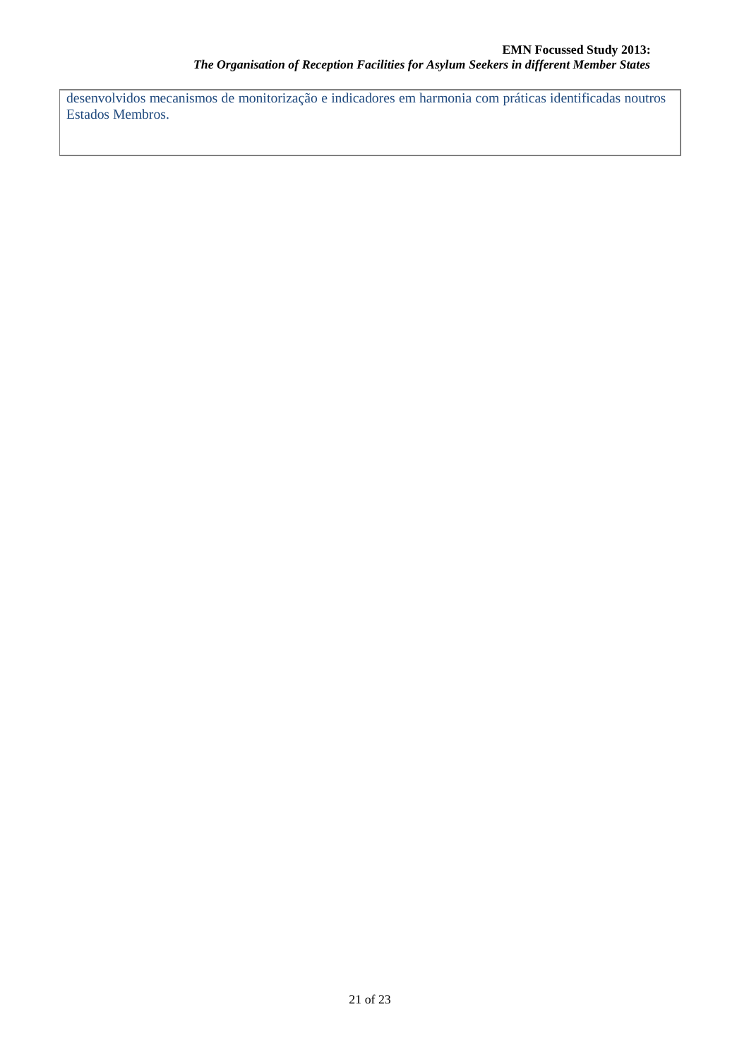desenvolvidos mecanismos de monitorização e indicadores em harmonia com práticas identificadas noutros Estados Membros.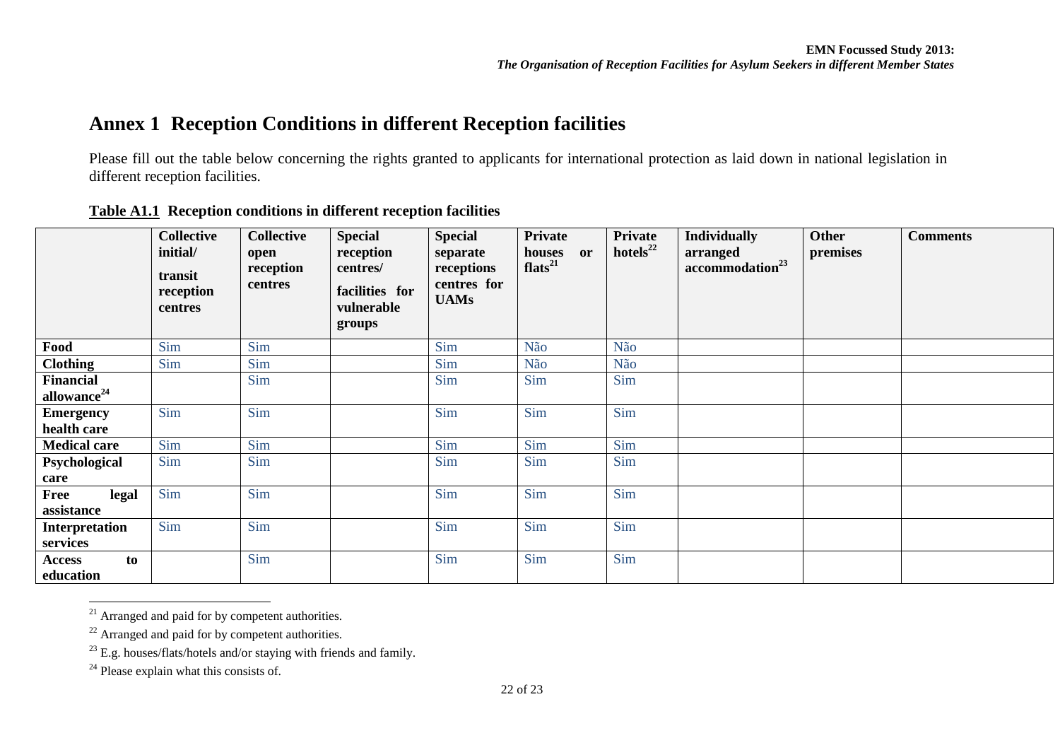# Annex 1 Reception Conditions in different Reception facilities

Please fill out the table below concerning the rights granted to applicants for international protection as laid down in national legislation in different reception facilities.

**Table A1.1 Reception conditions in different reception facilities**

| | Collective initial/ transit reception centres | Collective open reception centres | Special reception centres/ facilities for vulnerable groups | Special separate receptions centres for UAMs | Private houses or flats[21] | Private hotels[22] | Individually arranged accommodation[23] | Other premises | Comments |
|---|---|---|---|---|---|---|---|---|---|
| **Food** | Sim | Sim | | Sim | Não | Não | | | |
| **Clothing** | Sim | Sim | | Sim | Não | Não | | | |
| **Financial allowance[24]** | | Sim | | Sim | Sim | Sim | | | |
| **Emergency health care** | Sim | Sim | | Sim | Sim | Sim | | | |
| **Medical care** | Sim | Sim | | Sim | Sim | Sim | | | |
| **Psychological care** | Sim | Sim | | Sim | Sim | Sim | | | |
| **Free legal assistance** | Sim | Sim | | Sim | Sim | Sim | | | |
| **Interpretation services** | Sim | Sim | | Sim | Sim | Sim | | | |
| **Access to education** | | Sim | | Sim | Sim | Sim | | | |

[21] Arranged and paid for by competent authorities.

[22] Arranged and paid for by competent authorities.

[23] E.g. houses/flats/hotels and/or staying with friends and family.

[24] Please explain what this consists of.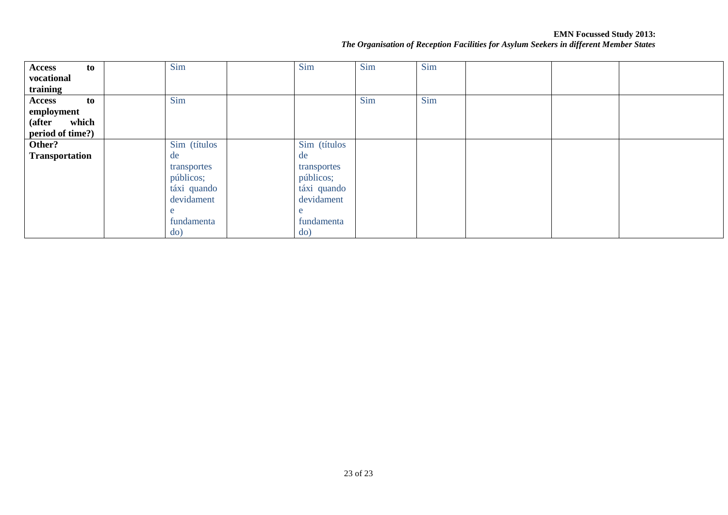| | | | | | | | | | |
|---|---|---|---|---|---|---|---|---|---|
| **Access to vocational training** | | Sim | | Sim | Sim | Sim | | | |
| **Access to employment (after which period of time?)** | | Sim | | | Sim | Sim | | | |
| **Other? Transportation** | | Sim (títulos de transportes públicos; táxi quando devidamente fundamentado) | | Sim (títulos de transportes públicos; táxi quando devidamente fundamentado) | | | | | |